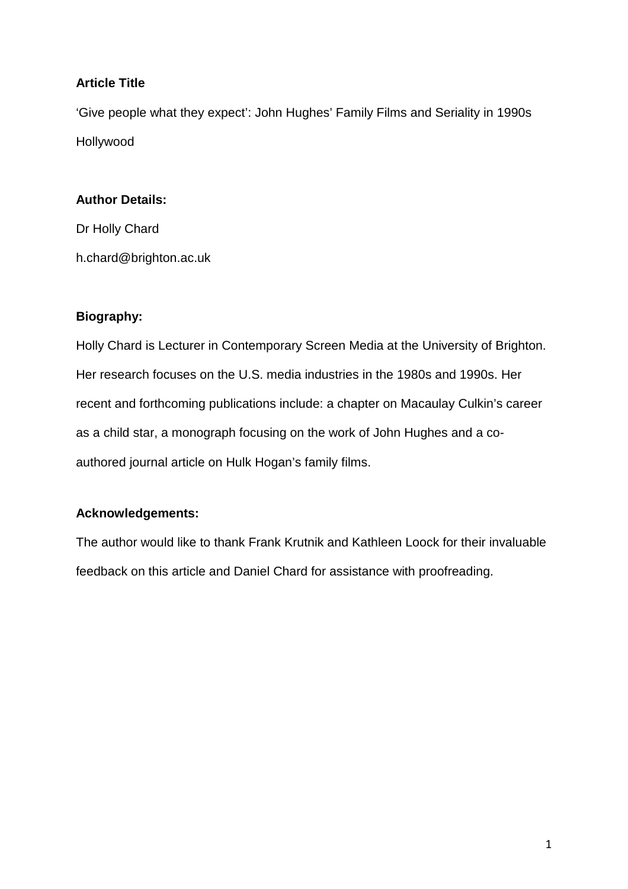**Article Title**

'Give people what they expect': John Hughes' Family Films and Seriality in 1990s Hollywood

**Author Details:**

Dr Holly Chard

h.chard@brighton.ac.uk

**Biography:**

Holly Chard is Lecturer in Contemporary Screen Media at the University of Brighton. Her research focuses on the U.S. media industries in the 1980s and 1990s. Her recent and forthcoming publications include: a chapter on Macaulay Culkin's career as a child star, a monograph focusing on the work of John Hughes and a co-authored journal article on Hulk Hogan's family films.

**Acknowledgements:**

The author would like to thank Frank Krutnik and Kathleen Loock for their invaluable feedback on this article and Daniel Chard for assistance with proofreading.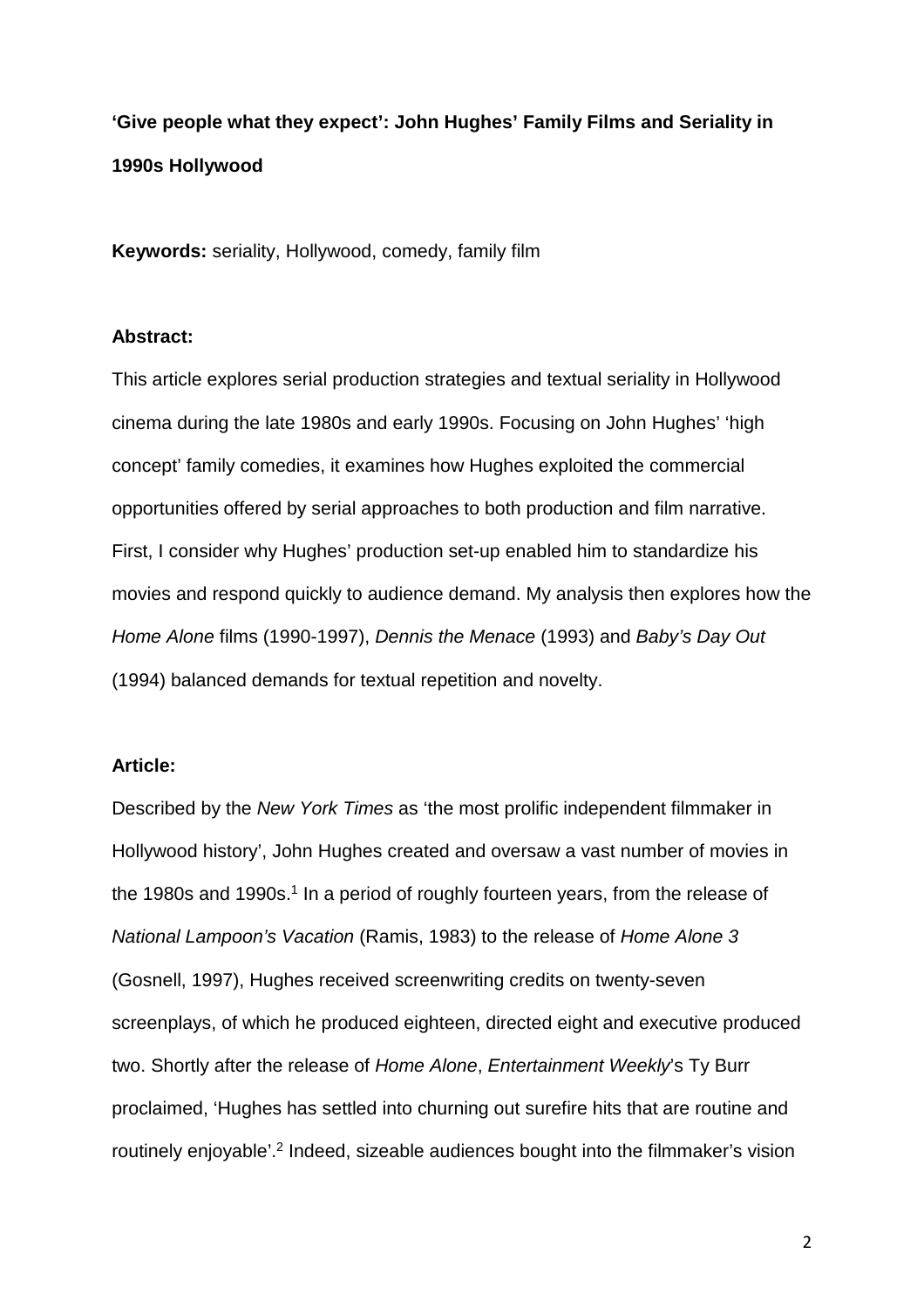**'Give people what they expect': John Hughes' Family Films and Seriality in 1990s Hollywood**

**Keywords:** seriality, Hollywood, comedy, family film

**Abstract:**

This article explores serial production strategies and textual seriality in Hollywood cinema during the late 1980s and early 1990s. Focusing on John Hughes' 'high concept' family comedies, it examines how Hughes exploited the commercial opportunities offered by serial approaches to both production and film narrative. First, I consider why Hughes' production set-up enabled him to standardize his movies and respond quickly to audience demand. My analysis then explores how the *Home Alone* films (1990-1997), *Dennis the Menace* (1993) and *Baby's Day Out* (1994) balanced demands for textual repetition and novelty.

**Article:**

Described by the *New York Times* as 'the most prolific independent filmmaker in Hollywood history', John Hughes created and oversaw a vast number of movies in the 1980s and 1990s.[1] In a period of roughly fourteen years, from the release of *National Lampoon's Vacation* (Ramis, 1983) to the release of *Home Alone 3* (Gosnell, 1997), Hughes received screenwriting credits on twenty-seven screenplays, of which he produced eighteen, directed eight and executive produced two. Shortly after the release of *Home Alone*, *Entertainment Weekly*'s Ty Burr proclaimed, 'Hughes has settled into churning out surefire hits that are routine and routinely enjoyable'.[2] Indeed, sizeable audiences bought into the filmmaker's vision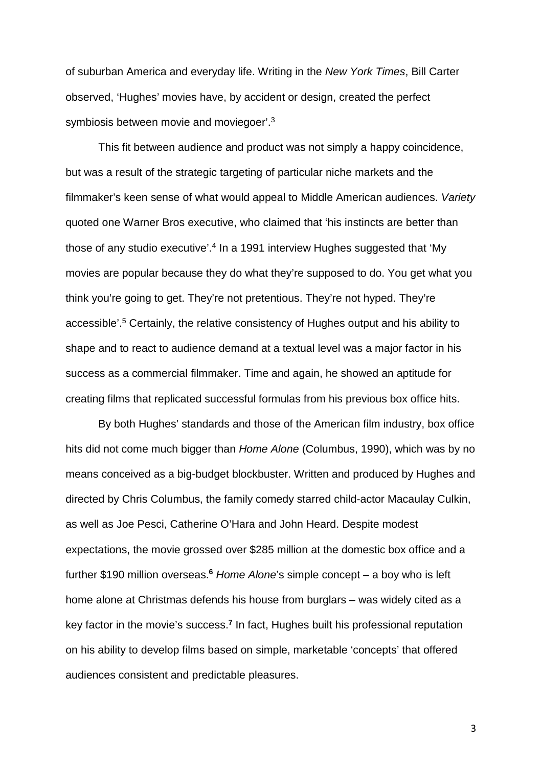of suburban America and everyday life. Writing in the *New York Times*, Bill Carter observed, 'Hughes' movies have, by accident or design, created the perfect symbiosis between movie and moviegoer'.[3]

This fit between audience and product was not simply a happy coincidence, but was a result of the strategic targeting of particular niche markets and the filmmaker's keen sense of what would appeal to Middle American audiences. *Variety* quoted one Warner Bros executive, who claimed that 'his instincts are better than those of any studio executive'.[4] In a 1991 interview Hughes suggested that 'My movies are popular because they do what they're supposed to do. You get what you think you're going to get. They're not pretentious. They're not hyped. They're accessible'.[5] Certainly, the relative consistency of Hughes output and his ability to shape and to react to audience demand at a textual level was a major factor in his success as a commercial filmmaker. Time and again, he showed an aptitude for creating films that replicated successful formulas from his previous box office hits.

By both Hughes' standards and those of the American film industry, box office hits did not come much bigger than *Home Alone* (Columbus, 1990), which was by no means conceived as a big-budget blockbuster. Written and produced by Hughes and directed by Chris Columbus, the family comedy starred child-actor Macaulay Culkin, as well as Joe Pesci, Catherine O'Hara and John Heard. Despite modest expectations, the movie grossed over $285 million at the domestic box office and a further $190 million overseas.[6] *Home Alone*'s simple concept – a boy who is left home alone at Christmas defends his house from burglars – was widely cited as a key factor in the movie's success.[7] In fact, Hughes built his professional reputation on his ability to develop films based on simple, marketable 'concepts' that offered audiences consistent and predictable pleasures.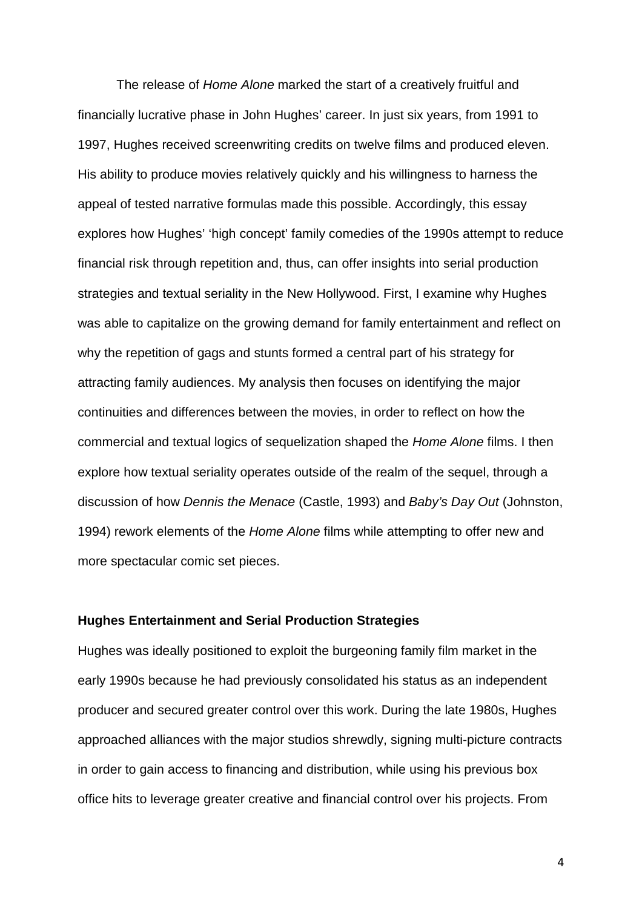The release of *Home Alone* marked the start of a creatively fruitful and financially lucrative phase in John Hughes' career. In just six years, from 1991 to 1997, Hughes received screenwriting credits on twelve films and produced eleven. His ability to produce movies relatively quickly and his willingness to harness the appeal of tested narrative formulas made this possible. Accordingly, this essay explores how Hughes' 'high concept' family comedies of the 1990s attempt to reduce financial risk through repetition and, thus, can offer insights into serial production strategies and textual seriality in the New Hollywood. First, I examine why Hughes was able to capitalize on the growing demand for family entertainment and reflect on why the repetition of gags and stunts formed a central part of his strategy for attracting family audiences. My analysis then focuses on identifying the major continuities and differences between the movies, in order to reflect on how the commercial and textual logics of sequelization shaped the *Home Alone* films. I then explore how textual seriality operates outside of the realm of the sequel, through a discussion of how *Dennis the Menace* (Castle, 1993) and *Baby's Day Out* (Johnston, 1994) rework elements of the *Home Alone* films while attempting to offer new and more spectacular comic set pieces.

**Hughes Entertainment and Serial Production Strategies**

Hughes was ideally positioned to exploit the burgeoning family film market in the early 1990s because he had previously consolidated his status as an independent producer and secured greater control over this work. During the late 1980s, Hughes approached alliances with the major studios shrewdly, signing multi-picture contracts in order to gain access to financing and distribution, while using his previous box office hits to leverage greater creative and financial control over his projects. From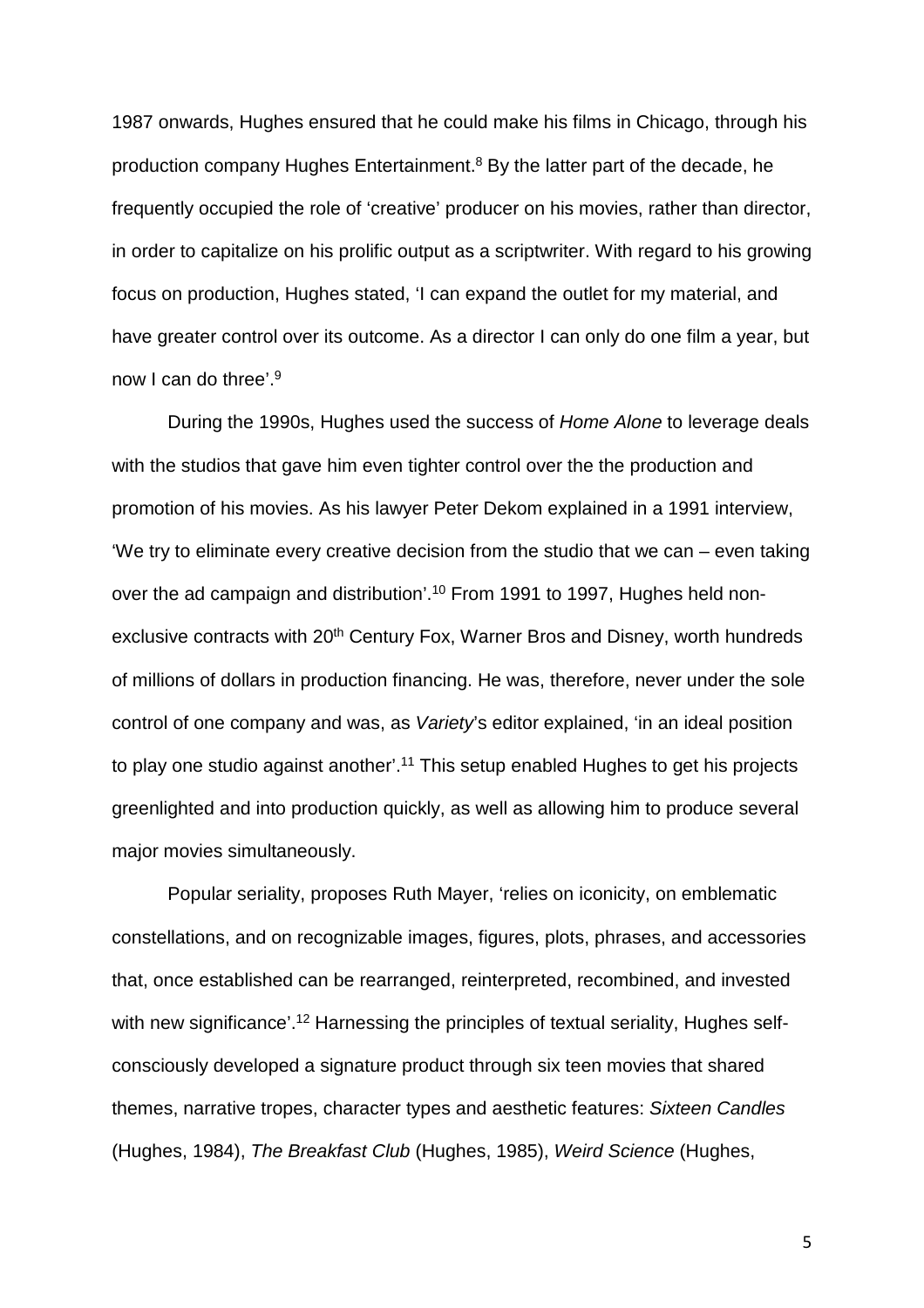1987 onwards, Hughes ensured that he could make his films in Chicago, through his production company Hughes Entertainment.[8] By the latter part of the decade, he frequently occupied the role of 'creative' producer on his movies, rather than director, in order to capitalize on his prolific output as a scriptwriter. With regard to his growing focus on production, Hughes stated, 'I can expand the outlet for my material, and have greater control over its outcome. As a director I can only do one film a year, but now I can do three'.[9]

During the 1990s, Hughes used the success of *Home Alone* to leverage deals with the studios that gave him even tighter control over the the production and promotion of his movies. As his lawyer Peter Dekom explained in a 1991 interview, 'We try to eliminate every creative decision from the studio that we can – even taking over the ad campaign and distribution'.[10] From 1991 to 1997, Hughes held non-exclusive contracts with 20th Century Fox, Warner Bros and Disney, worth hundreds of millions of dollars in production financing. He was, therefore, never under the sole control of one company and was, as *Variety*'s editor explained, 'in an ideal position to play one studio against another'.[11] This setup enabled Hughes to get his projects greenlighted and into production quickly, as well as allowing him to produce several major movies simultaneously.

Popular seriality, proposes Ruth Mayer, 'relies on iconicity, on emblematic constellations, and on recognizable images, figures, plots, phrases, and accessories that, once established can be rearranged, reinterpreted, recombined, and invested with new significance'.[12] Harnessing the principles of textual seriality, Hughes self-consciously developed a signature product through six teen movies that shared themes, narrative tropes, character types and aesthetic features: *Sixteen Candles* (Hughes, 1984), *The Breakfast Club* (Hughes, 1985), *Weird Science* (Hughes,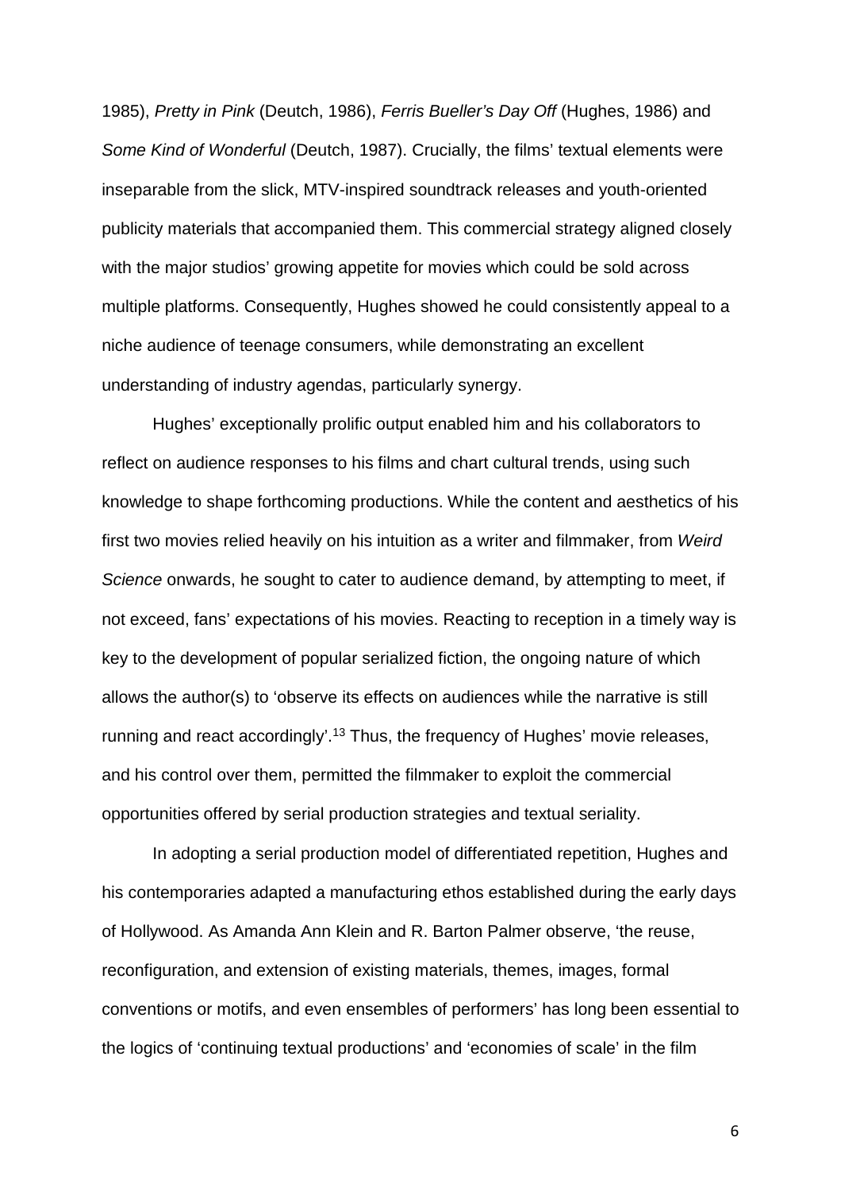1985), *Pretty in Pink* (Deutch, 1986), *Ferris Bueller's Day Off* (Hughes, 1986) and *Some Kind of Wonderful* (Deutch, 1987). Crucially, the films' textual elements were inseparable from the slick, MTV-inspired soundtrack releases and youth-oriented publicity materials that accompanied them. This commercial strategy aligned closely with the major studios' growing appetite for movies which could be sold across multiple platforms. Consequently, Hughes showed he could consistently appeal to a niche audience of teenage consumers, while demonstrating an excellent understanding of industry agendas, particularly synergy.

Hughes' exceptionally prolific output enabled him and his collaborators to reflect on audience responses to his films and chart cultural trends, using such knowledge to shape forthcoming productions. While the content and aesthetics of his first two movies relied heavily on his intuition as a writer and filmmaker, from *Weird Science* onwards, he sought to cater to audience demand, by attempting to meet, if not exceed, fans' expectations of his movies. Reacting to reception in a timely way is key to the development of popular serialized fiction, the ongoing nature of which allows the author(s) to 'observe its effects on audiences while the narrative is still running and react accordingly'.[13] Thus, the frequency of Hughes' movie releases, and his control over them, permitted the filmmaker to exploit the commercial opportunities offered by serial production strategies and textual seriality.

In adopting a serial production model of differentiated repetition, Hughes and his contemporaries adapted a manufacturing ethos established during the early days of Hollywood. As Amanda Ann Klein and R. Barton Palmer observe, 'the reuse, reconfiguration, and extension of existing materials, themes, images, formal conventions or motifs, and even ensembles of performers' has long been essential to the logics of 'continuing textual productions' and 'economies of scale' in the film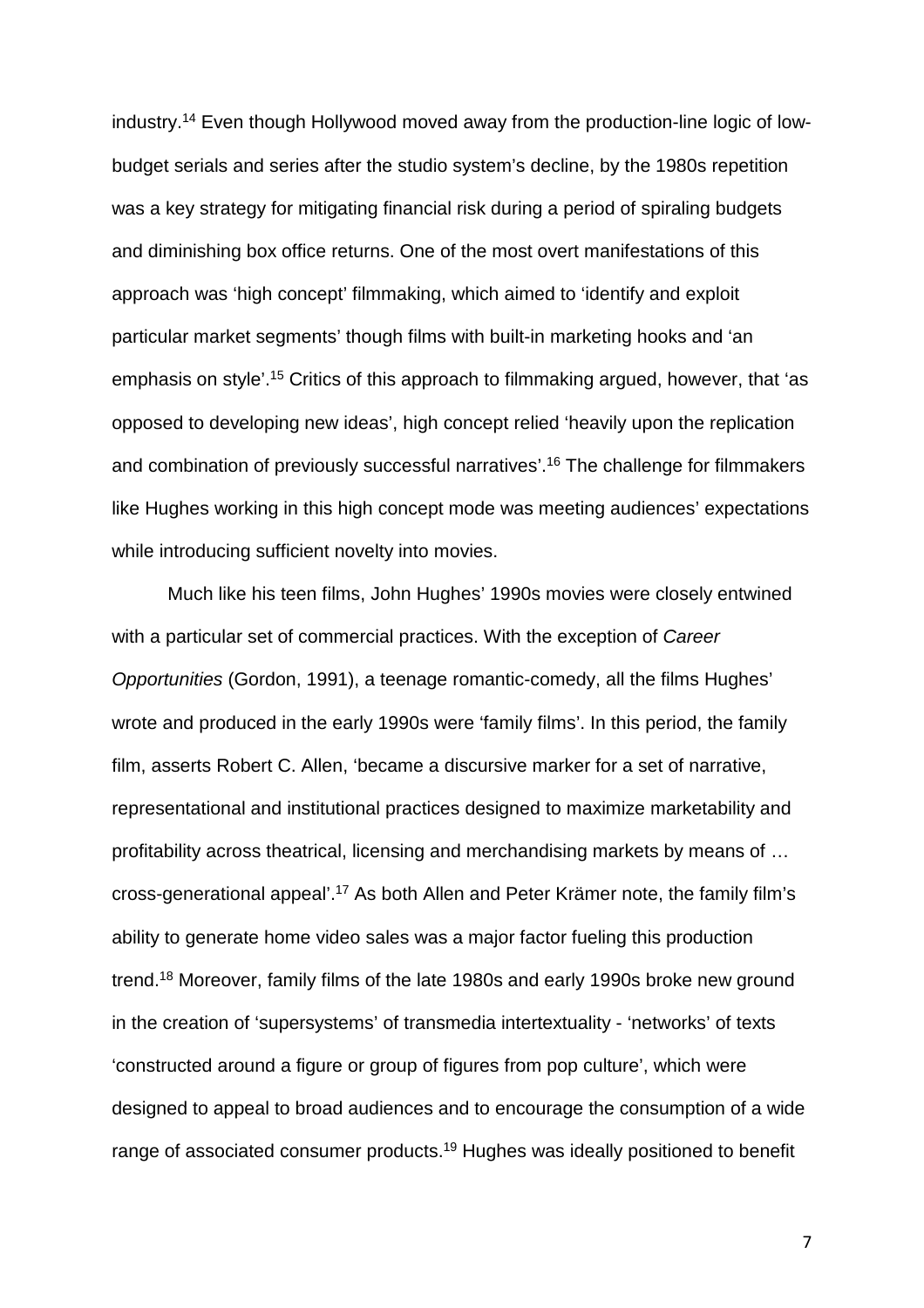industry.[14] Even though Hollywood moved away from the production-line logic of low-budget serials and series after the studio system's decline, by the 1980s repetition was a key strategy for mitigating financial risk during a period of spiraling budgets and diminishing box office returns. One of the most overt manifestations of this approach was 'high concept' filmmaking, which aimed to 'identify and exploit particular market segments' though films with built-in marketing hooks and 'an emphasis on style'.[15] Critics of this approach to filmmaking argued, however, that 'as opposed to developing new ideas', high concept relied 'heavily upon the replication and combination of previously successful narratives'.[16] The challenge for filmmakers like Hughes working in this high concept mode was meeting audiences' expectations while introducing sufficient novelty into movies.

Much like his teen films, John Hughes' 1990s movies were closely entwined with a particular set of commercial practices. With the exception of *Career Opportunities* (Gordon, 1991), a teenage romantic-comedy, all the films Hughes' wrote and produced in the early 1990s were 'family films'. In this period, the family film, asserts Robert C. Allen, 'became a discursive marker for a set of narrative, representational and institutional practices designed to maximize marketability and profitability across theatrical, licensing and merchandising markets by means of … cross-generational appeal'.[17] As both Allen and Peter Krämer note, the family film's ability to generate home video sales was a major factor fueling this production trend.[18] Moreover, family films of the late 1980s and early 1990s broke new ground in the creation of 'supersystems' of transmedia intertextuality - 'networks' of texts 'constructed around a figure or group of figures from pop culture', which were designed to appeal to broad audiences and to encourage the consumption of a wide range of associated consumer products.[19] Hughes was ideally positioned to benefit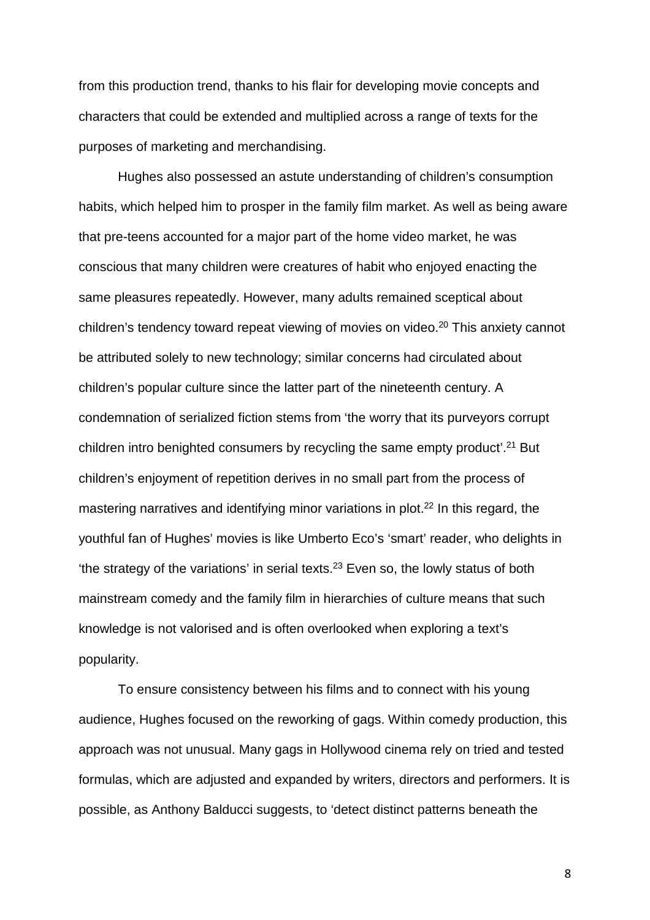from this production trend, thanks to his flair for developing movie concepts and characters that could be extended and multiplied across a range of texts for the purposes of marketing and merchandising.

Hughes also possessed an astute understanding of children's consumption habits, which helped him to prosper in the family film market. As well as being aware that pre-teens accounted for a major part of the home video market, he was conscious that many children were creatures of habit who enjoyed enacting the same pleasures repeatedly. However, many adults remained sceptical about children's tendency toward repeat viewing of movies on video.[20] This anxiety cannot be attributed solely to new technology; similar concerns had circulated about children's popular culture since the latter part of the nineteenth century. A condemnation of serialized fiction stems from 'the worry that its purveyors corrupt children intro benighted consumers by recycling the same empty product'.[21] But children's enjoyment of repetition derives in no small part from the process of mastering narratives and identifying minor variations in plot.[22] In this regard, the youthful fan of Hughes' movies is like Umberto Eco's 'smart' reader, who delights in 'the strategy of the variations' in serial texts.[23] Even so, the lowly status of both mainstream comedy and the family film in hierarchies of culture means that such knowledge is not valorised and is often overlooked when exploring a text's popularity.

To ensure consistency between his films and to connect with his young audience, Hughes focused on the reworking of gags. Within comedy production, this approach was not unusual. Many gags in Hollywood cinema rely on tried and tested formulas, which are adjusted and expanded by writers, directors and performers. It is possible, as Anthony Balducci suggests, to 'detect distinct patterns beneath the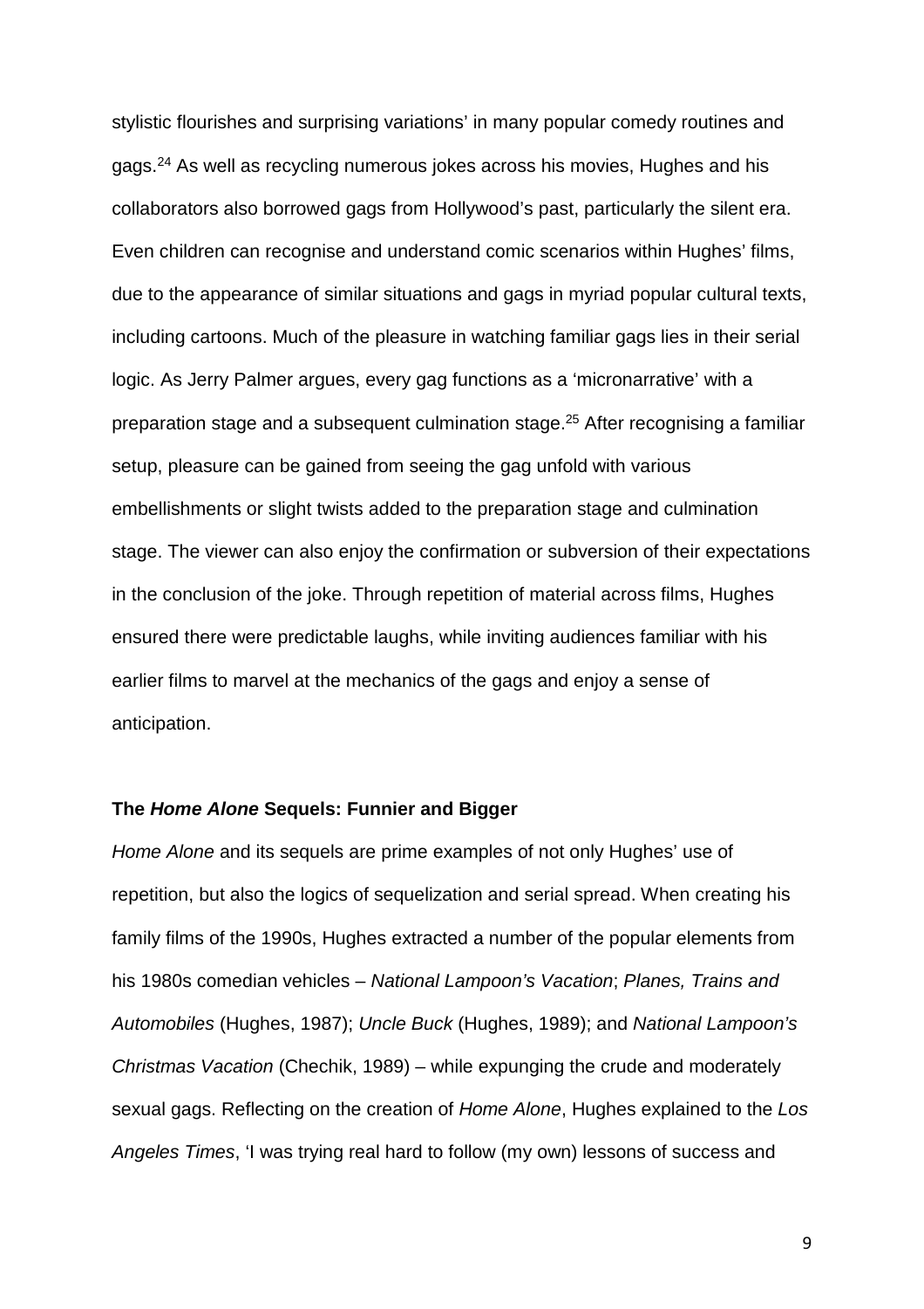stylistic flourishes and surprising variations' in many popular comedy routines and gags.[24] As well as recycling numerous jokes across his movies, Hughes and his collaborators also borrowed gags from Hollywood's past, particularly the silent era. Even children can recognise and understand comic scenarios within Hughes' films, due to the appearance of similar situations and gags in myriad popular cultural texts, including cartoons. Much of the pleasure in watching familiar gags lies in their serial logic. As Jerry Palmer argues, every gag functions as a 'micronarrative' with a preparation stage and a subsequent culmination stage.[25] After recognising a familiar setup, pleasure can be gained from seeing the gag unfold with various embellishments or slight twists added to the preparation stage and culmination stage. The viewer can also enjoy the confirmation or subversion of their expectations in the conclusion of the joke. Through repetition of material across films, Hughes ensured there were predictable laughs, while inviting audiences familiar with his earlier films to marvel at the mechanics of the gags and enjoy a sense of anticipation.

**The *Home Alone* Sequels: Funnier and Bigger**

*Home Alone* and its sequels are prime examples of not only Hughes' use of repetition, but also the logics of sequelization and serial spread. When creating his family films of the 1990s, Hughes extracted a number of the popular elements from his 1980s comedian vehicles – *National Lampoon's Vacation*; *Planes, Trains and Automobiles* (Hughes, 1987); *Uncle Buck* (Hughes, 1989); and *National Lampoon's Christmas Vacation* (Chechik, 1989) – while expunging the crude and moderately sexual gags. Reflecting on the creation of *Home Alone*, Hughes explained to the *Los Angeles Times*, 'I was trying real hard to follow (my own) lessons of success and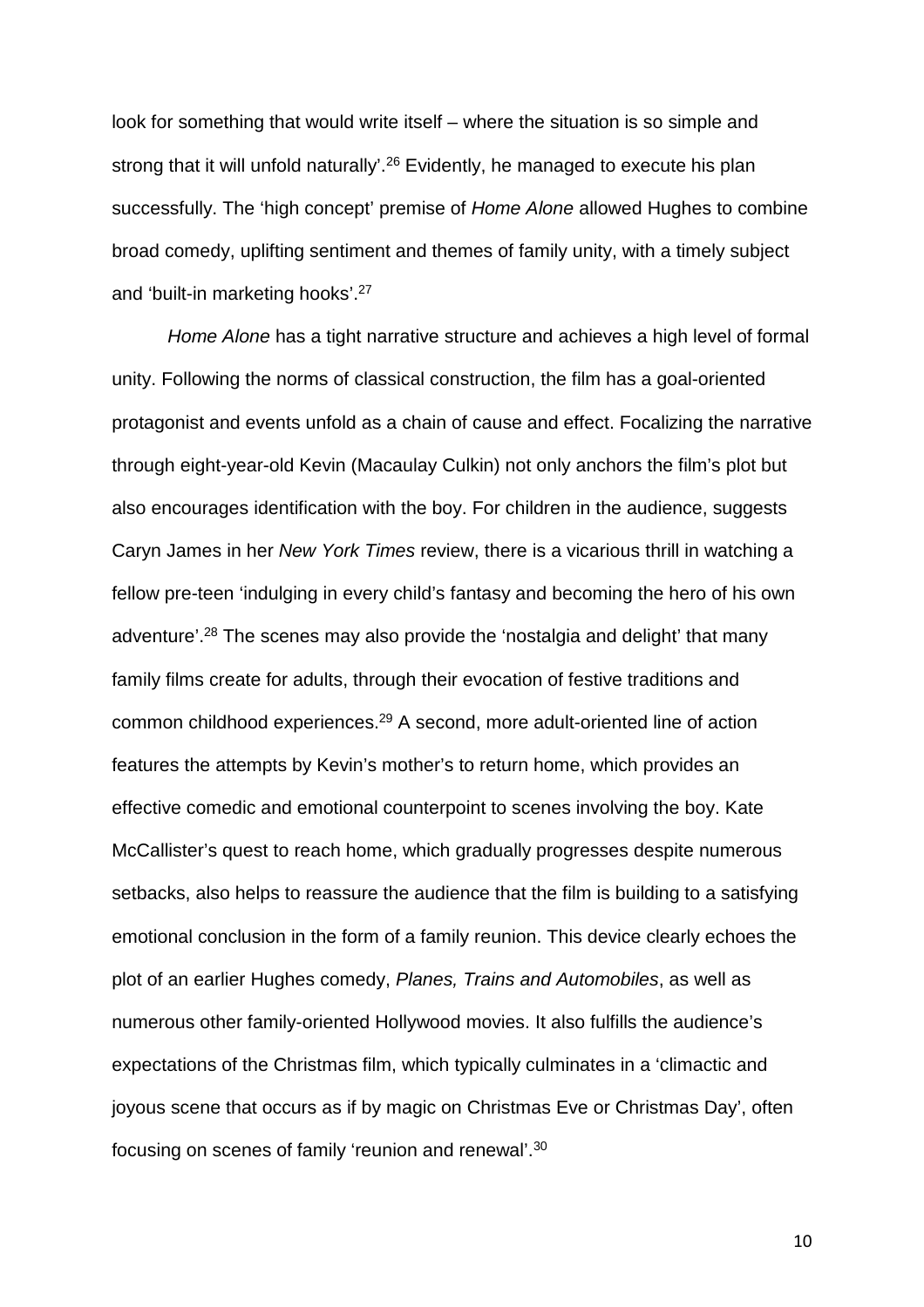look for something that would write itself – where the situation is so simple and strong that it will unfold naturally'.[26] Evidently, he managed to execute his plan successfully. The 'high concept' premise of *Home Alone* allowed Hughes to combine broad comedy, uplifting sentiment and themes of family unity, with a timely subject and 'built-in marketing hooks'.[27]

*Home Alone* has a tight narrative structure and achieves a high level of formal unity. Following the norms of classical construction, the film has a goal-oriented protagonist and events unfold as a chain of cause and effect. Focalizing the narrative through eight-year-old Kevin (Macaulay Culkin) not only anchors the film's plot but also encourages identification with the boy. For children in the audience, suggests Caryn James in her *New York Times* review, there is a vicarious thrill in watching a fellow pre-teen 'indulging in every child's fantasy and becoming the hero of his own adventure'.[28] The scenes may also provide the 'nostalgia and delight' that many family films create for adults, through their evocation of festive traditions and common childhood experiences.[29] A second, more adult-oriented line of action features the attempts by Kevin's mother's to return home, which provides an effective comedic and emotional counterpoint to scenes involving the boy. Kate McCallister's quest to reach home, which gradually progresses despite numerous setbacks, also helps to reassure the audience that the film is building to a satisfying emotional conclusion in the form of a family reunion. This device clearly echoes the plot of an earlier Hughes comedy, *Planes, Trains and Automobiles*, as well as numerous other family-oriented Hollywood movies. It also fulfills the audience's expectations of the Christmas film, which typically culminates in a 'climactic and joyous scene that occurs as if by magic on Christmas Eve or Christmas Day', often focusing on scenes of family 'reunion and renewal'.[30]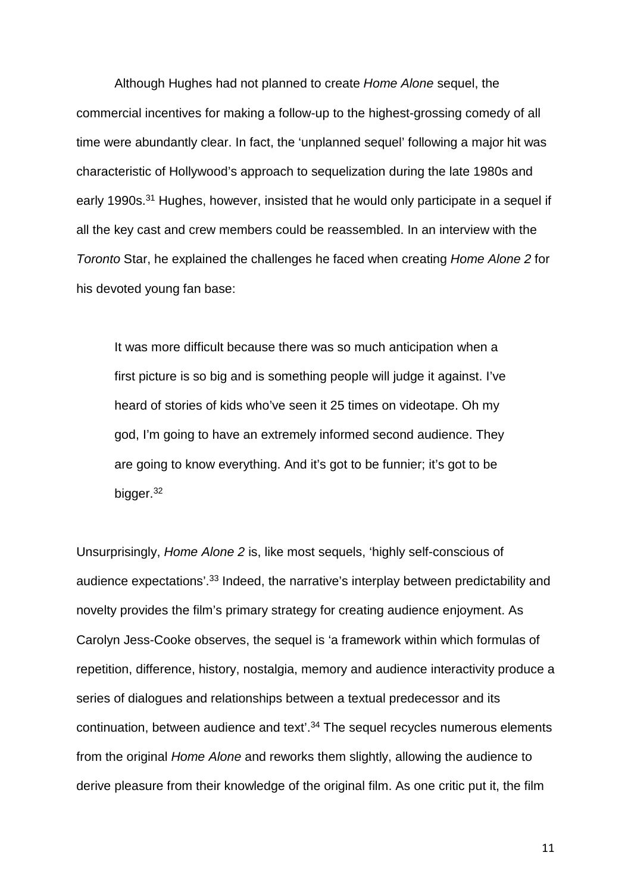Although Hughes had not planned to create *Home Alone* sequel, the commercial incentives for making a follow-up to the highest-grossing comedy of all time were abundantly clear. In fact, the 'unplanned sequel' following a major hit was characteristic of Hollywood's approach to sequelization during the late 1980s and early 1990s.[31] Hughes, however, insisted that he would only participate in a sequel if all the key cast and crew members could be reassembled. In an interview with the *Toronto* Star, he explained the challenges he faced when creating *Home Alone 2* for his devoted young fan base:

> It was more difficult because there was so much anticipation when a first picture is so big and is something people will judge it against. I've heard of stories of kids who've seen it 25 times on videotape. Oh my god, I'm going to have an extremely informed second audience. They are going to know everything. And it's got to be funnier; it's got to be bigger.[32]

Unsurprisingly, *Home Alone 2* is, like most sequels, 'highly self-conscious of audience expectations'.[33] Indeed, the narrative's interplay between predictability and novelty provides the film's primary strategy for creating audience enjoyment. As Carolyn Jess-Cooke observes, the sequel is 'a framework within which formulas of repetition, difference, history, nostalgia, memory and audience interactivity produce a series of dialogues and relationships between a textual predecessor and its continuation, between audience and text'.[34] The sequel recycles numerous elements from the original *Home Alone* and reworks them slightly, allowing the audience to derive pleasure from their knowledge of the original film. As one critic put it, the film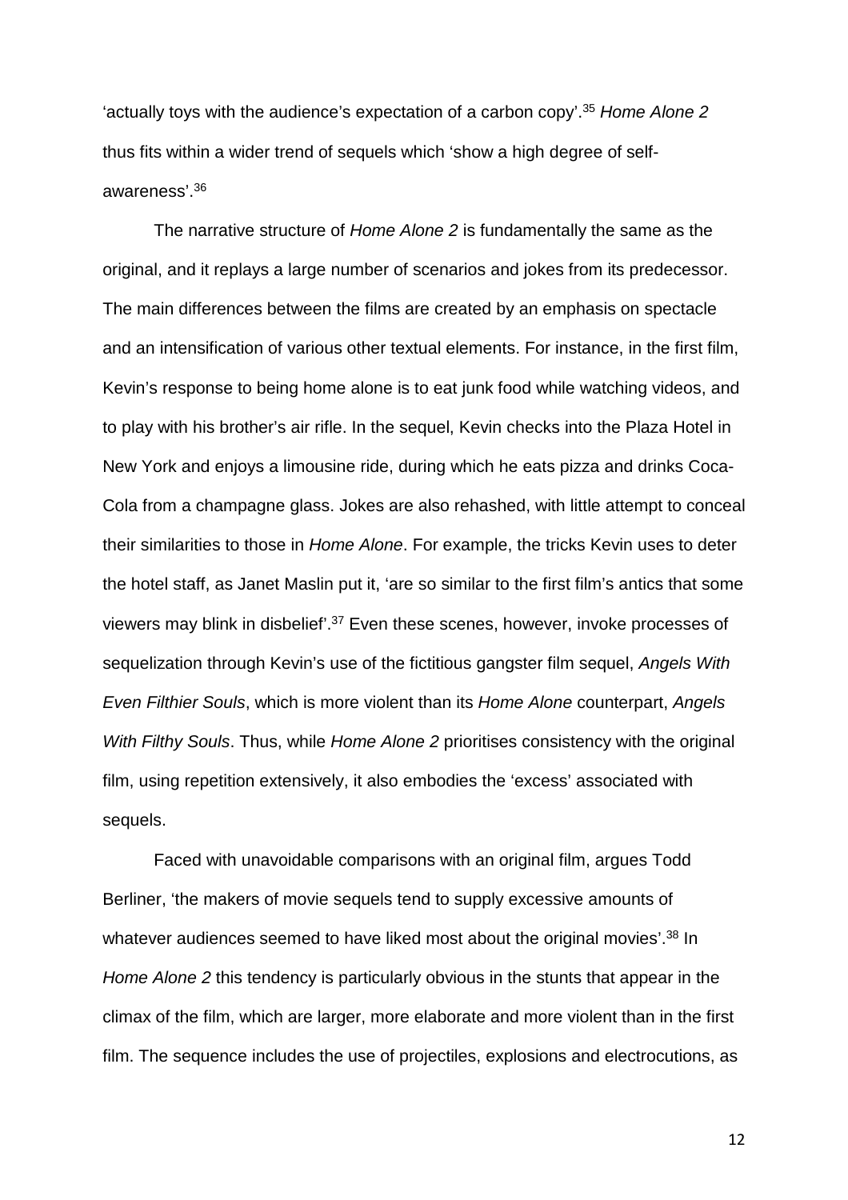'actually toys with the audience's expectation of a carbon copy'.[35] *Home Alone 2* thus fits within a wider trend of sequels which 'show a high degree of self-awareness'.[36]

The narrative structure of *Home Alone 2* is fundamentally the same as the original, and it replays a large number of scenarios and jokes from its predecessor. The main differences between the films are created by an emphasis on spectacle and an intensification of various other textual elements. For instance, in the first film, Kevin's response to being home alone is to eat junk food while watching videos, and to play with his brother's air rifle. In the sequel, Kevin checks into the Plaza Hotel in New York and enjoys a limousine ride, during which he eats pizza and drinks Coca-Cola from a champagne glass. Jokes are also rehashed, with little attempt to conceal their similarities to those in *Home Alone*. For example, the tricks Kevin uses to deter the hotel staff, as Janet Maslin put it, 'are so similar to the first film's antics that some viewers may blink in disbelief'.[37] Even these scenes, however, invoke processes of sequelization through Kevin's use of the fictitious gangster film sequel, *Angels With Even Filthier Souls*, which is more violent than its *Home Alone* counterpart, *Angels With Filthy Souls*. Thus, while *Home Alone 2* prioritises consistency with the original film, using repetition extensively, it also embodies the 'excess' associated with sequels.

Faced with unavoidable comparisons with an original film, argues Todd Berliner, 'the makers of movie sequels tend to supply excessive amounts of whatever audiences seemed to have liked most about the original movies'.[38] In *Home Alone 2* this tendency is particularly obvious in the stunts that appear in the climax of the film, which are larger, more elaborate and more violent than in the first film. The sequence includes the use of projectiles, explosions and electrocutions, as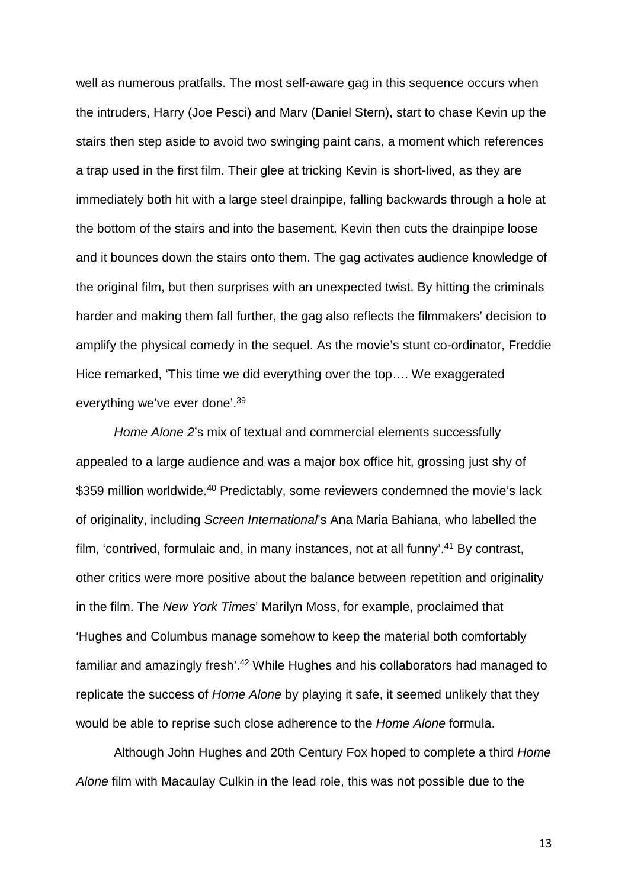well as numerous pratfalls. The most self-aware gag in this sequence occurs when the intruders, Harry (Joe Pesci) and Marv (Daniel Stern), start to chase Kevin up the stairs then step aside to avoid two swinging paint cans, a moment which references a trap used in the first film. Their glee at tricking Kevin is short-lived, as they are immediately both hit with a large steel drainpipe, falling backwards through a hole at the bottom of the stairs and into the basement. Kevin then cuts the drainpipe loose and it bounces down the stairs onto them. The gag activates audience knowledge of the original film, but then surprises with an unexpected twist. By hitting the criminals harder and making them fall further, the gag also reflects the filmmakers' decision to amplify the physical comedy in the sequel. As the movie's stunt co-ordinator, Freddie Hice remarked, 'This time we did everything over the top…. We exaggerated everything we've ever done'.[39]

*Home Alone 2*'s mix of textual and commercial elements successfully appealed to a large audience and was a major box office hit, grossing just shy of \$359 million worldwide.[40] Predictably, some reviewers condemned the movie's lack of originality, including *Screen International*'s Ana Maria Bahiana, who labelled the film, 'contrived, formulaic and, in many instances, not at all funny'.[41] By contrast, other critics were more positive about the balance between repetition and originality in the film. The *New York Times*' Marilyn Moss, for example, proclaimed that 'Hughes and Columbus manage somehow to keep the material both comfortably familiar and amazingly fresh'.[42] While Hughes and his collaborators had managed to replicate the success of *Home Alone* by playing it safe, it seemed unlikely that they would be able to reprise such close adherence to the *Home Alone* formula.

Although John Hughes and 20th Century Fox hoped to complete a third *Home Alone* film with Macaulay Culkin in the lead role, this was not possible due to the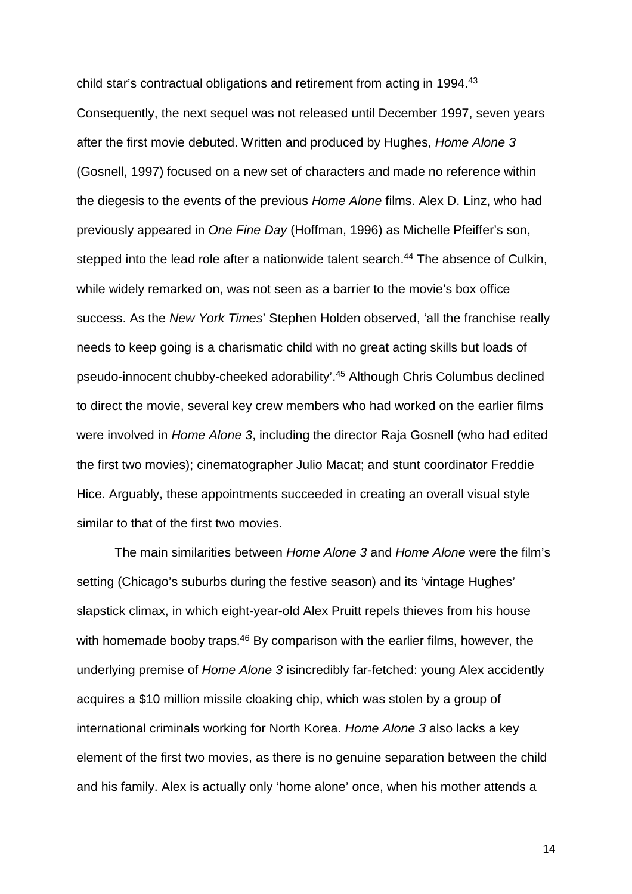child star's contractual obligations and retirement from acting in 1994.[43] Consequently, the next sequel was not released until December 1997, seven years after the first movie debuted. Written and produced by Hughes, *Home Alone 3* (Gosnell, 1997) focused on a new set of characters and made no reference within the diegesis to the events of the previous *Home Alone* films. Alex D. Linz, who had previously appeared in *One Fine Day* (Hoffman, 1996) as Michelle Pfeiffer's son, stepped into the lead role after a nationwide talent search.[44] The absence of Culkin, while widely remarked on, was not seen as a barrier to the movie's box office success. As the *New York Times*' Stephen Holden observed, 'all the franchise really needs to keep going is a charismatic child with no great acting skills but loads of pseudo-innocent chubby-cheeked adorability'.[45] Although Chris Columbus declined to direct the movie, several key crew members who had worked on the earlier films were involved in *Home Alone 3*, including the director Raja Gosnell (who had edited the first two movies); cinematographer Julio Macat; and stunt coordinator Freddie Hice. Arguably, these appointments succeeded in creating an overall visual style similar to that of the first two movies.

The main similarities between *Home Alone 3* and *Home Alone* were the film's setting (Chicago's suburbs during the festive season) and its 'vintage Hughes' slapstick climax, in which eight-year-old Alex Pruitt repels thieves from his house with homemade booby traps.[46] By comparison with the earlier films, however, the underlying premise of *Home Alone 3* isincredibly far-fetched: young Alex accidently acquires a $10 million missile cloaking chip, which was stolen by a group of international criminals working for North Korea. *Home Alone 3* also lacks a key element of the first two movies, as there is no genuine separation between the child and his family. Alex is actually only 'home alone' once, when his mother attends a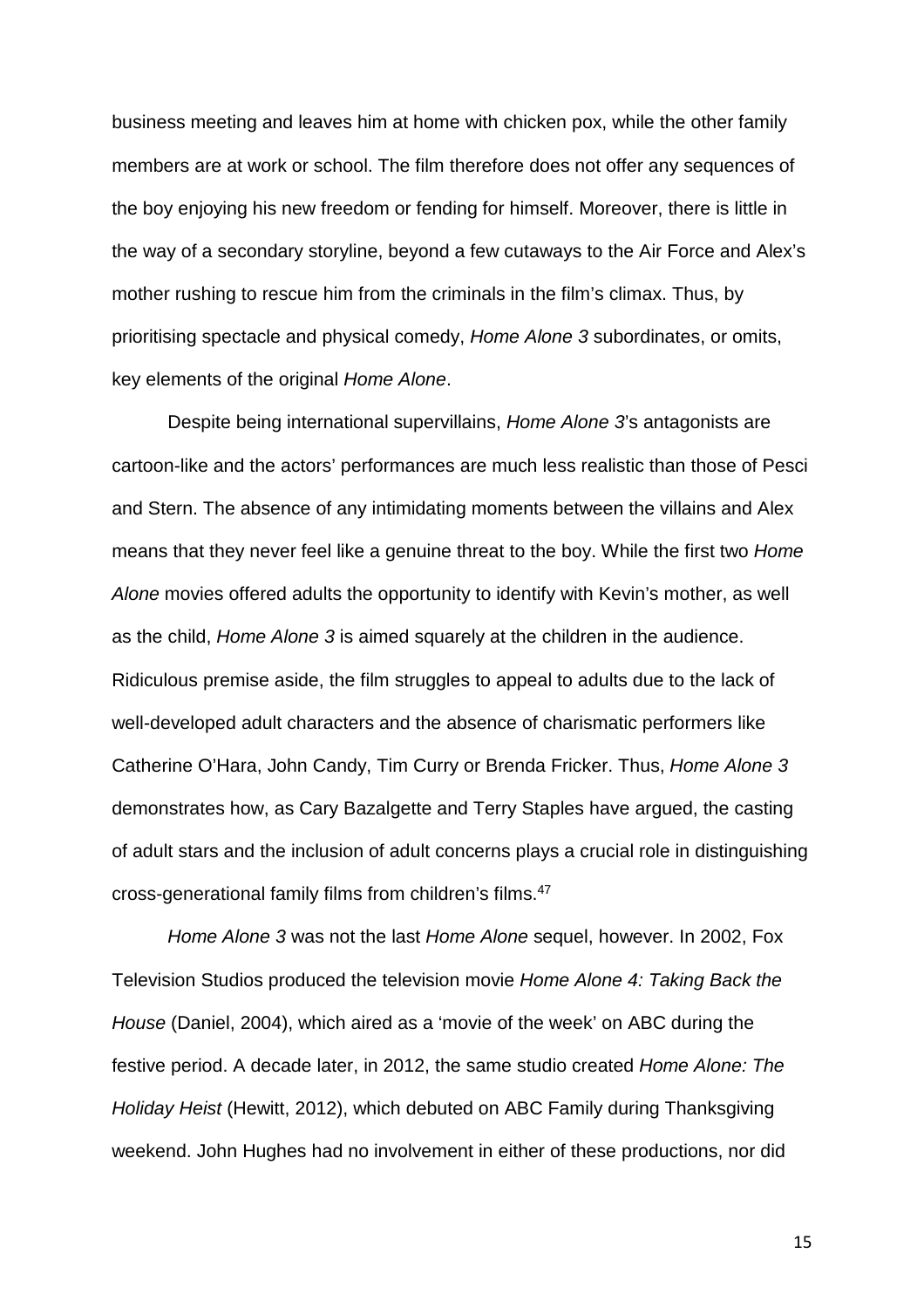business meeting and leaves him at home with chicken pox, while the other family members are at work or school. The film therefore does not offer any sequences of the boy enjoying his new freedom or fending for himself. Moreover, there is little in the way of a secondary storyline, beyond a few cutaways to the Air Force and Alex's mother rushing to rescue him from the criminals in the film's climax. Thus, by prioritising spectacle and physical comedy, *Home Alone 3* subordinates, or omits, key elements of the original *Home Alone*.

Despite being international supervillains, *Home Alone 3*'s antagonists are cartoon-like and the actors' performances are much less realistic than those of Pesci and Stern. The absence of any intimidating moments between the villains and Alex means that they never feel like a genuine threat to the boy. While the first two *Home Alone* movies offered adults the opportunity to identify with Kevin's mother, as well as the child, *Home Alone 3* is aimed squarely at the children in the audience. Ridiculous premise aside, the film struggles to appeal to adults due to the lack of well-developed adult characters and the absence of charismatic performers like Catherine O'Hara, John Candy, Tim Curry or Brenda Fricker. Thus, *Home Alone 3* demonstrates how, as Cary Bazalgette and Terry Staples have argued, the casting of adult stars and the inclusion of adult concerns plays a crucial role in distinguishing cross-generational family films from children's films.[47]

*Home Alone 3* was not the last *Home Alone* sequel, however. In 2002, Fox Television Studios produced the television movie *Home Alone 4: Taking Back the House* (Daniel, 2004), which aired as a 'movie of the week' on ABC during the festive period. A decade later, in 2012, the same studio created *Home Alone: The Holiday Heist* (Hewitt, 2012), which debuted on ABC Family during Thanksgiving weekend. John Hughes had no involvement in either of these productions, nor did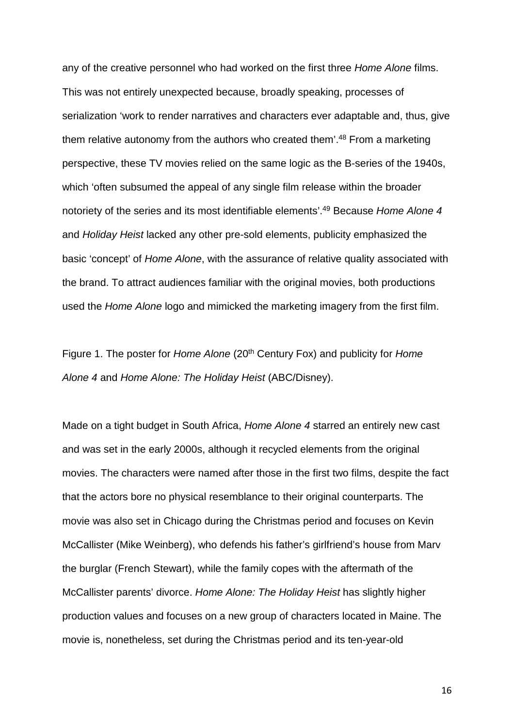any of the creative personnel who had worked on the first three *Home Alone* films. This was not entirely unexpected because, broadly speaking, processes of serialization 'work to render narratives and characters ever adaptable and, thus, give them relative autonomy from the authors who created them'.[48] From a marketing perspective, these TV movies relied on the same logic as the B-series of the 1940s, which 'often subsumed the appeal of any single film release within the broader notoriety of the series and its most identifiable elements'.[49] Because *Home Alone 4* and *Holiday Heist* lacked any other pre-sold elements, publicity emphasized the basic 'concept' of *Home Alone*, with the assurance of relative quality associated with the brand. To attract audiences familiar with the original movies, both productions used the *Home Alone* logo and mimicked the marketing imagery from the first film.

Figure 1. The poster for *Home Alone* (20th Century Fox) and publicity for *Home Alone 4* and *Home Alone: The Holiday Heist* (ABC/Disney).

Made on a tight budget in South Africa, *Home Alone 4* starred an entirely new cast and was set in the early 2000s, although it recycled elements from the original movies. The characters were named after those in the first two films, despite the fact that the actors bore no physical resemblance to their original counterparts. The movie was also set in Chicago during the Christmas period and focuses on Kevin McCallister (Mike Weinberg), who defends his father's girlfriend's house from Marv the burglar (French Stewart), while the family copes with the aftermath of the McCallister parents' divorce. *Home Alone: The Holiday Heist* has slightly higher production values and focuses on a new group of characters located in Maine. The movie is, nonetheless, set during the Christmas period and its ten-year-old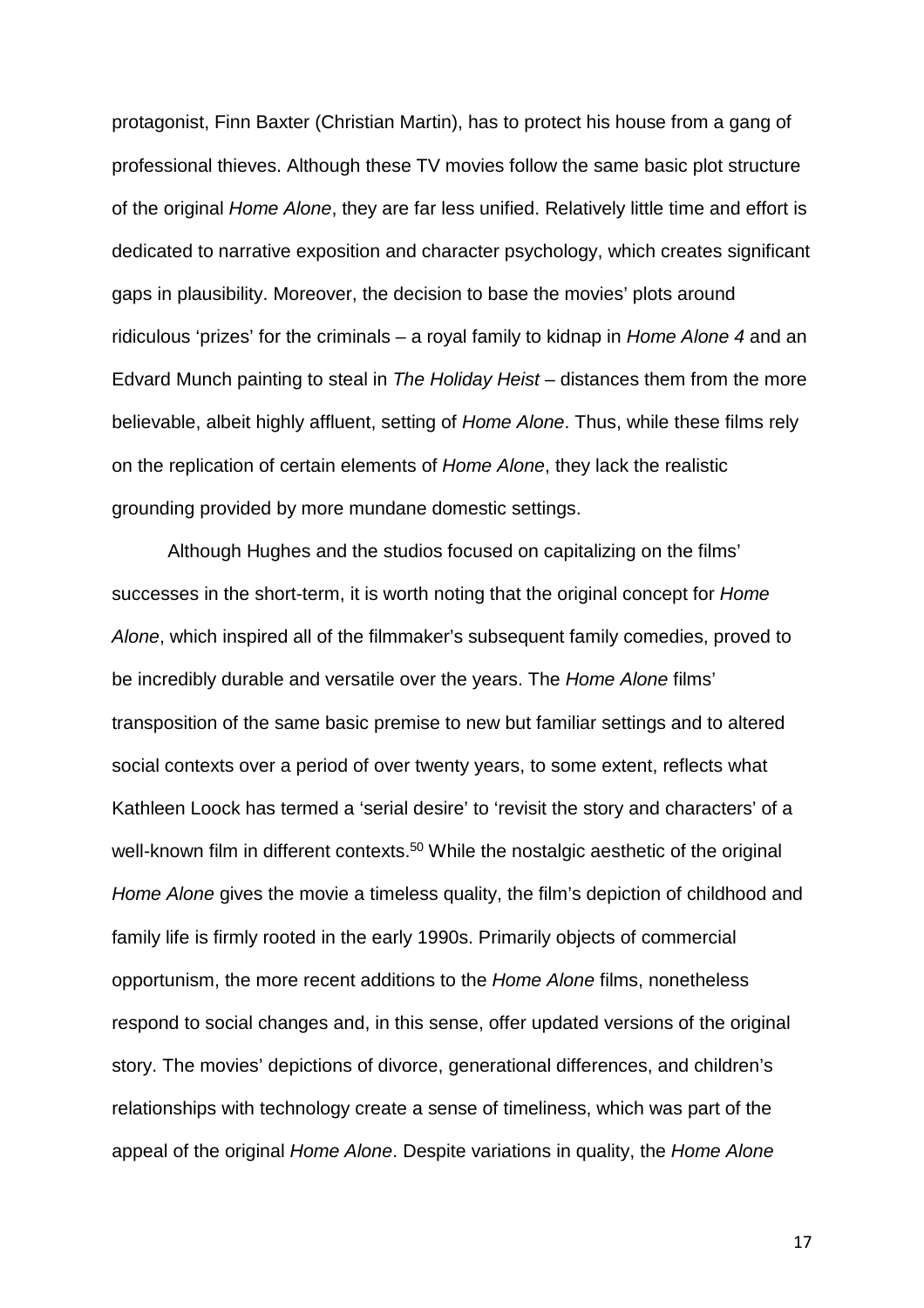protagonist, Finn Baxter (Christian Martin), has to protect his house from a gang of professional thieves. Although these TV movies follow the same basic plot structure of the original *Home Alone*, they are far less unified. Relatively little time and effort is dedicated to narrative exposition and character psychology, which creates significant gaps in plausibility. Moreover, the decision to base the movies' plots around ridiculous 'prizes' for the criminals – a royal family to kidnap in *Home Alone 4* and an Edvard Munch painting to steal in *The Holiday Heist* – distances them from the more believable, albeit highly affluent, setting of *Home Alone*. Thus, while these films rely on the replication of certain elements of *Home Alone*, they lack the realistic grounding provided by more mundane domestic settings.

Although Hughes and the studios focused on capitalizing on the films' successes in the short-term, it is worth noting that the original concept for *Home Alone*, which inspired all of the filmmaker's subsequent family comedies, proved to be incredibly durable and versatile over the years. The *Home Alone* films' transposition of the same basic premise to new but familiar settings and to altered social contexts over a period of over twenty years, to some extent, reflects what Kathleen Loock has termed a 'serial desire' to 'revisit the story and characters' of a well-known film in different contexts.[50] While the nostalgic aesthetic of the original *Home Alone* gives the movie a timeless quality, the film's depiction of childhood and family life is firmly rooted in the early 1990s. Primarily objects of commercial opportunism, the more recent additions to the *Home Alone* films, nonetheless respond to social changes and, in this sense, offer updated versions of the original story. The movies' depictions of divorce, generational differences, and children's relationships with technology create a sense of timeliness, which was part of the appeal of the original *Home Alone*. Despite variations in quality, the *Home Alone*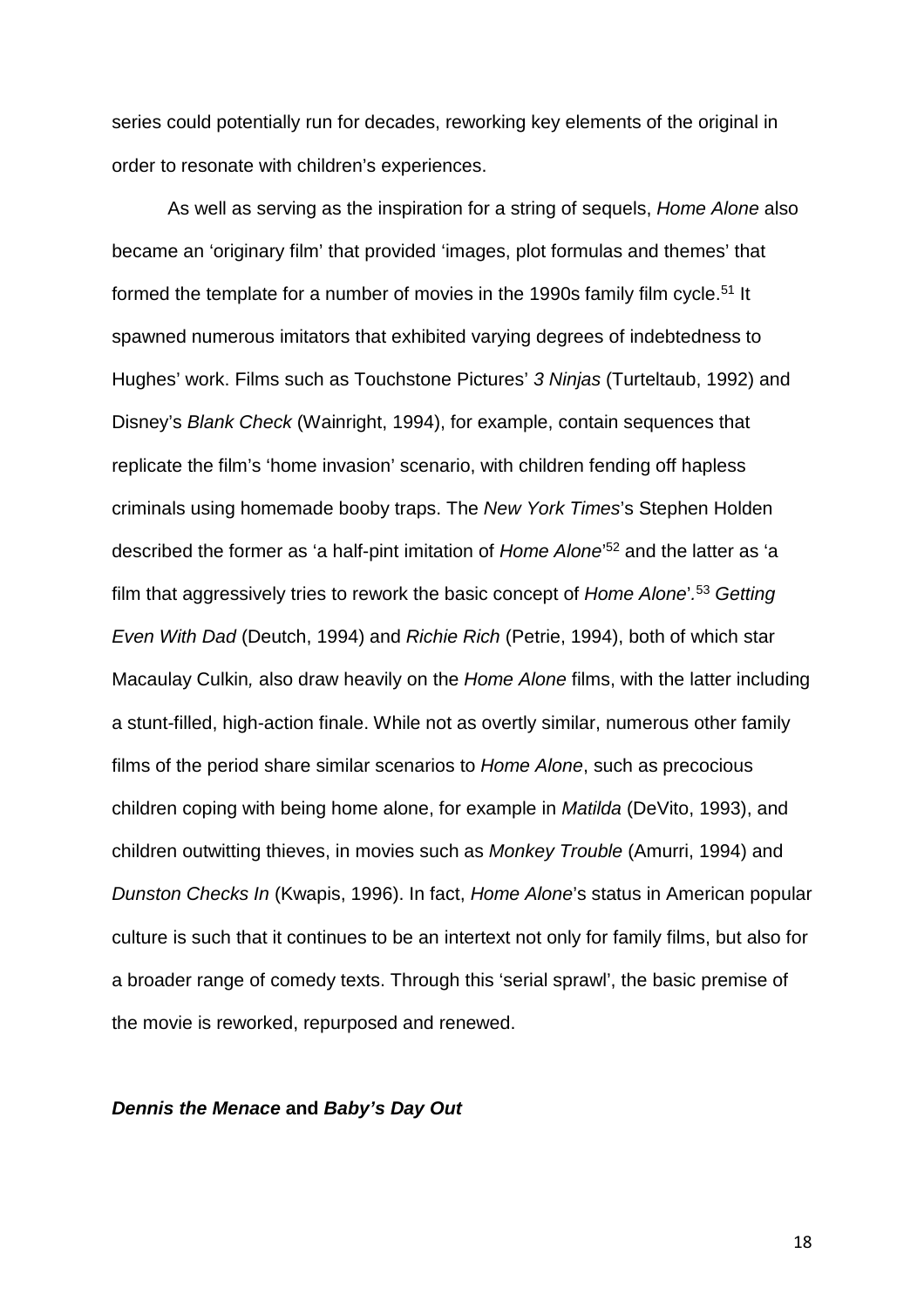series could potentially run for decades, reworking key elements of the original in order to resonate with children's experiences.

As well as serving as the inspiration for a string of sequels, *Home Alone* also became an 'originary film' that provided 'images, plot formulas and themes' that formed the template for a number of movies in the 1990s family film cycle.[51] It spawned numerous imitators that exhibited varying degrees of indebtedness to Hughes' work. Films such as Touchstone Pictures' *3 Ninjas* (Turteltaub, 1992) and Disney's *Blank Check* (Wainright, 1994), for example, contain sequences that replicate the film's 'home invasion' scenario, with children fending off hapless criminals using homemade booby traps. The *New York Times*'s Stephen Holden described the former as 'a half-pint imitation of *Home Alone*'[52] and the latter as 'a film that aggressively tries to rework the basic concept of *Home Alone*'.[53] *Getting Even With Dad* (Deutch, 1994) and *Richie Rich* (Petrie, 1994), both of which star Macaulay Culkin*,* also draw heavily on the *Home Alone* films, with the latter including a stunt-filled, high-action finale. While not as overtly similar, numerous other family films of the period share similar scenarios to *Home Alone*, such as precocious children coping with being home alone, for example in *Matilda* (DeVito, 1993), and children outwitting thieves, in movies such as *Monkey Trouble* (Amurri, 1994) and *Dunston Checks In* (Kwapis, 1996). In fact, *Home Alone*'s status in American popular culture is such that it continues to be an intertext not only for family films, but also for a broader range of comedy texts. Through this 'serial sprawl', the basic premise of the movie is reworked, repurposed and renewed.

### ***Dennis the Menace* and *Baby's Day Out***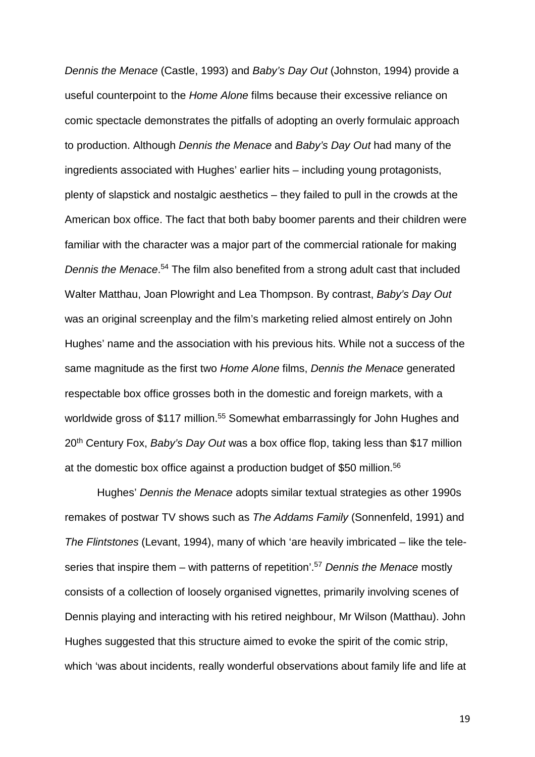*Dennis the Menace* (Castle, 1993) and *Baby's Day Out* (Johnston, 1994) provide a useful counterpoint to the *Home Alone* films because their excessive reliance on comic spectacle demonstrates the pitfalls of adopting an overly formulaic approach to production. Although *Dennis the Menace* and *Baby's Day Out* had many of the ingredients associated with Hughes' earlier hits – including young protagonists, plenty of slapstick and nostalgic aesthetics – they failed to pull in the crowds at the American box office. The fact that both baby boomer parents and their children were familiar with the character was a major part of the commercial rationale for making *Dennis the Menace*.[54] The film also benefited from a strong adult cast that included Walter Matthau, Joan Plowright and Lea Thompson. By contrast, *Baby's Day Out* was an original screenplay and the film's marketing relied almost entirely on John Hughes' name and the association with his previous hits. While not a success of the same magnitude as the first two *Home Alone* films, *Dennis the Menace* generated respectable box office grosses both in the domestic and foreign markets, with a worldwide gross of $117 million.[55] Somewhat embarrassingly for John Hughes and 20th Century Fox, *Baby's Day Out* was a box office flop, taking less than $17 million at the domestic box office against a production budget of $50 million.[56]

Hughes' *Dennis the Menace* adopts similar textual strategies as other 1990s remakes of postwar TV shows such as *The Addams Family* (Sonnenfeld, 1991) and *The Flintstones* (Levant, 1994), many of which 'are heavily imbricated – like the tele-series that inspire them – with patterns of repetition'.[57] *Dennis the Menace* mostly consists of a collection of loosely organised vignettes, primarily involving scenes of Dennis playing and interacting with his retired neighbour, Mr Wilson (Matthau). John Hughes suggested that this structure aimed to evoke the spirit of the comic strip, which 'was about incidents, really wonderful observations about family life and life at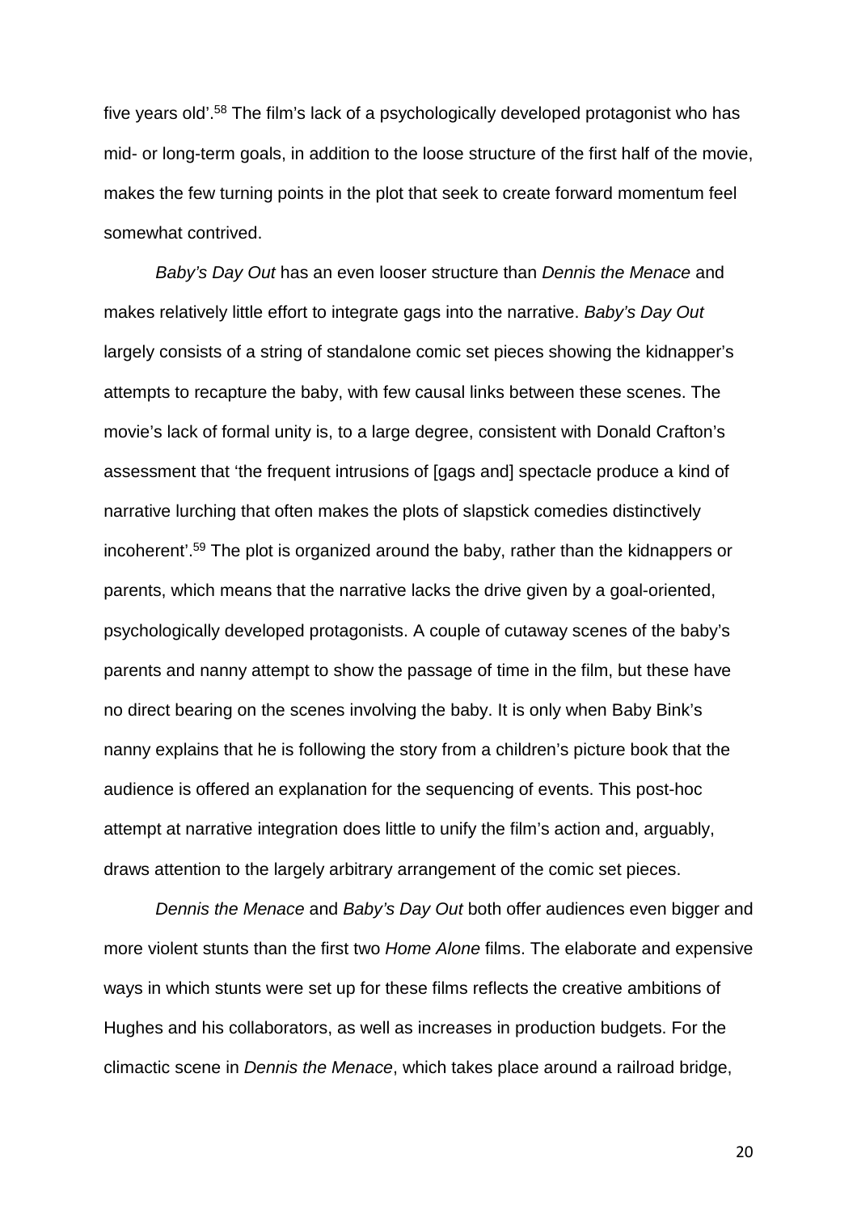five years old'.[58] The film's lack of a psychologically developed protagonist who has mid- or long-term goals, in addition to the loose structure of the first half of the movie, makes the few turning points in the plot that seek to create forward momentum feel somewhat contrived.

*Baby's Day Out* has an even looser structure than *Dennis the Menace* and makes relatively little effort to integrate gags into the narrative. *Baby's Day Out* largely consists of a string of standalone comic set pieces showing the kidnapper's attempts to recapture the baby, with few causal links between these scenes. The movie's lack of formal unity is, to a large degree, consistent with Donald Crafton's assessment that 'the frequent intrusions of [gags and] spectacle produce a kind of narrative lurching that often makes the plots of slapstick comedies distinctively incoherent'.[59] The plot is organized around the baby, rather than the kidnappers or parents, which means that the narrative lacks the drive given by a goal-oriented, psychologically developed protagonists. A couple of cutaway scenes of the baby's parents and nanny attempt to show the passage of time in the film, but these have no direct bearing on the scenes involving the baby. It is only when Baby Bink's nanny explains that he is following the story from a children's picture book that the audience is offered an explanation for the sequencing of events. This post-hoc attempt at narrative integration does little to unify the film's action and, arguably, draws attention to the largely arbitrary arrangement of the comic set pieces.

*Dennis the Menace* and *Baby's Day Out* both offer audiences even bigger and more violent stunts than the first two *Home Alone* films. The elaborate and expensive ways in which stunts were set up for these films reflects the creative ambitions of Hughes and his collaborators, as well as increases in production budgets. For the climactic scene in *Dennis the Menace*, which takes place around a railroad bridge,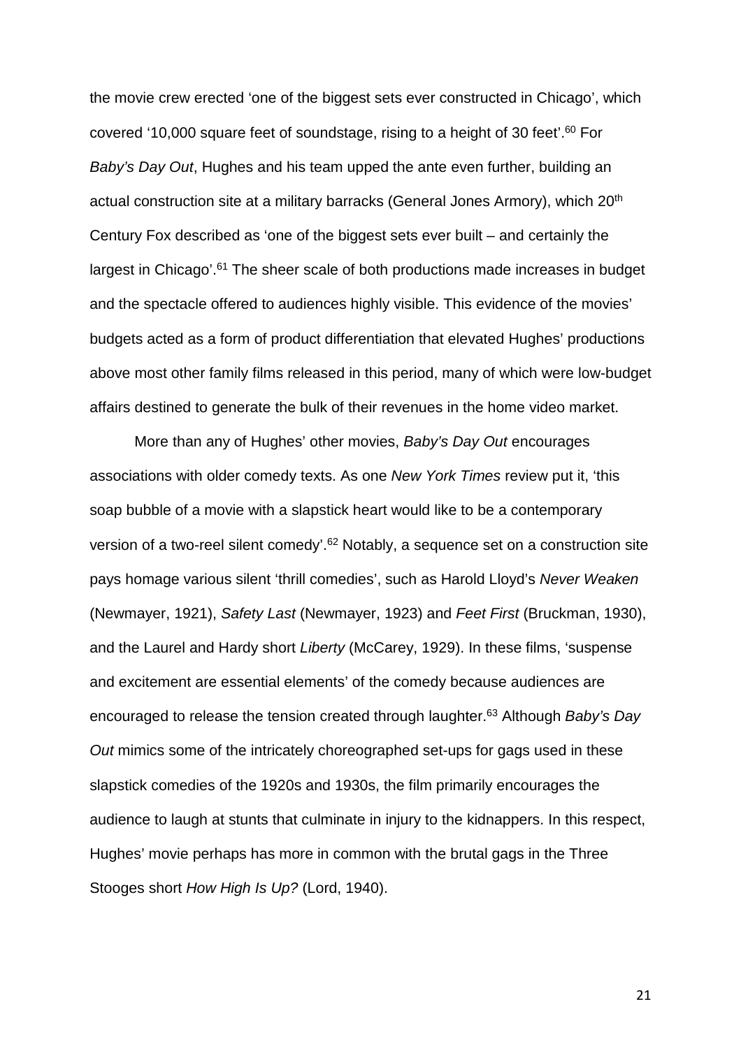the movie crew erected 'one of the biggest sets ever constructed in Chicago', which covered '10,000 square feet of soundstage, rising to a height of 30 feet'.[60] For *Baby's Day Out*, Hughes and his team upped the ante even further, building an actual construction site at a military barracks (General Jones Armory), which 20th Century Fox described as 'one of the biggest sets ever built – and certainly the largest in Chicago'.[61] The sheer scale of both productions made increases in budget and the spectacle offered to audiences highly visible. This evidence of the movies' budgets acted as a form of product differentiation that elevated Hughes' productions above most other family films released in this period, many of which were low-budget affairs destined to generate the bulk of their revenues in the home video market.

More than any of Hughes' other movies, *Baby's Day Out* encourages associations with older comedy texts. As one *New York Times* review put it, 'this soap bubble of a movie with a slapstick heart would like to be a contemporary version of a two-reel silent comedy'.[62] Notably, a sequence set on a construction site pays homage various silent 'thrill comedies', such as Harold Lloyd's *Never Weaken* (Newmayer, 1921), *Safety Last* (Newmayer, 1923) and *Feet First* (Bruckman, 1930), and the Laurel and Hardy short *Liberty* (McCarey, 1929). In these films, 'suspense and excitement are essential elements' of the comedy because audiences are encouraged to release the tension created through laughter.[63] Although *Baby's Day Out* mimics some of the intricately choreographed set-ups for gags used in these slapstick comedies of the 1920s and 1930s, the film primarily encourages the audience to laugh at stunts that culminate in injury to the kidnappers. In this respect, Hughes' movie perhaps has more in common with the brutal gags in the Three Stooges short *How High Is Up?* (Lord, 1940).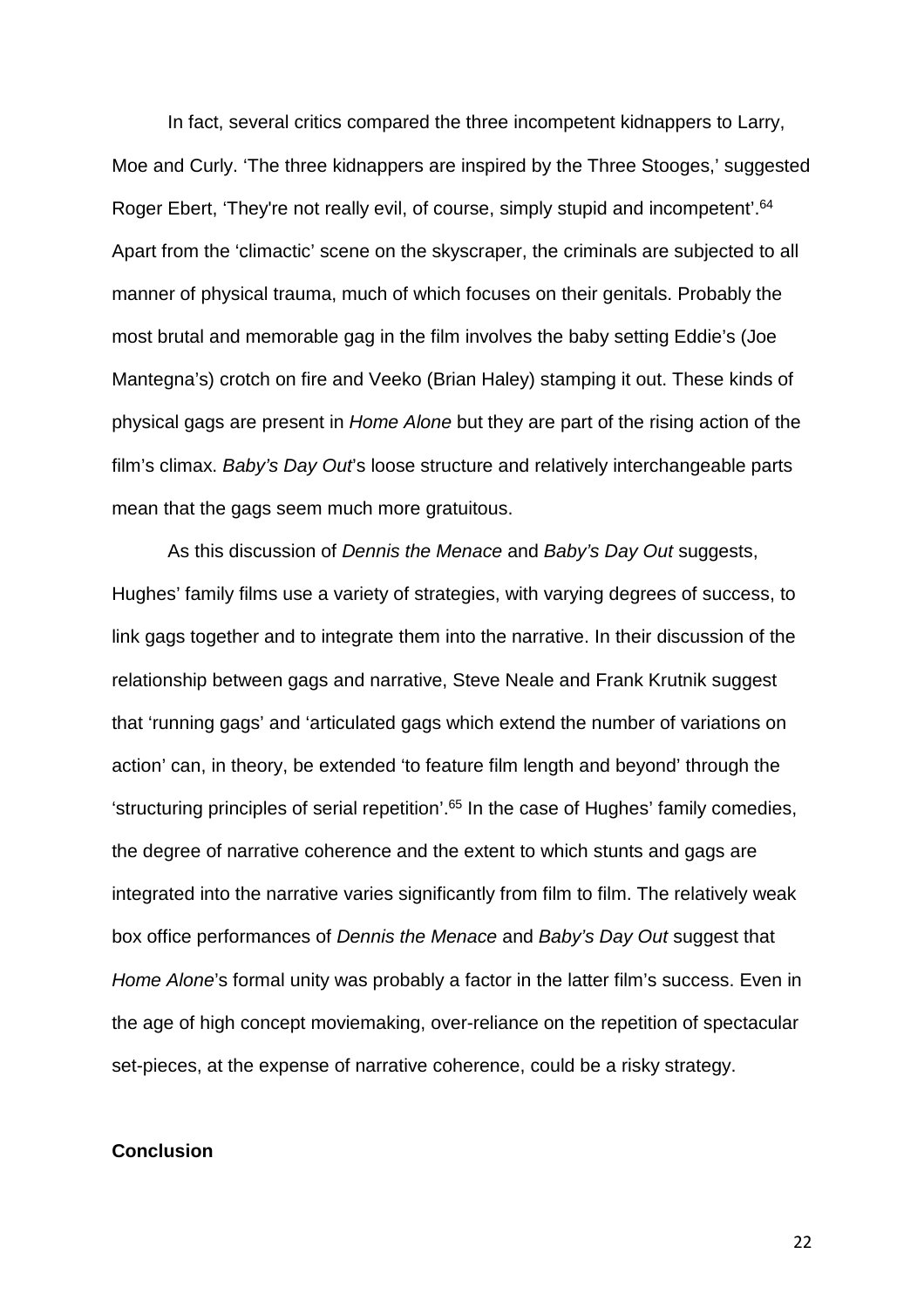In fact, several critics compared the three incompetent kidnappers to Larry, Moe and Curly. 'The three kidnappers are inspired by the Three Stooges,' suggested Roger Ebert, 'They're not really evil, of course, simply stupid and incompetent'.[64] Apart from the 'climactic' scene on the skyscraper, the criminals are subjected to all manner of physical trauma, much of which focuses on their genitals. Probably the most brutal and memorable gag in the film involves the baby setting Eddie's (Joe Mantegna's) crotch on fire and Veeko (Brian Haley) stamping it out. These kinds of physical gags are present in *Home Alone* but they are part of the rising action of the film's climax. *Baby's Day Out*'s loose structure and relatively interchangeable parts mean that the gags seem much more gratuitous.

As this discussion of *Dennis the Menace* and *Baby's Day Out* suggests, Hughes' family films use a variety of strategies, with varying degrees of success, to link gags together and to integrate them into the narrative. In their discussion of the relationship between gags and narrative, Steve Neale and Frank Krutnik suggest that 'running gags' and 'articulated gags which extend the number of variations on action' can, in theory, be extended 'to feature film length and beyond' through the 'structuring principles of serial repetition'.[65] In the case of Hughes' family comedies, the degree of narrative coherence and the extent to which stunts and gags are integrated into the narrative varies significantly from film to film. The relatively weak box office performances of *Dennis the Menace* and *Baby's Day Out* suggest that *Home Alone*'s formal unity was probably a factor in the latter film's success. Even in the age of high concept moviemaking, over-reliance on the repetition of spectacular set-pieces, at the expense of narrative coherence, could be a risky strategy.

**Conclusion**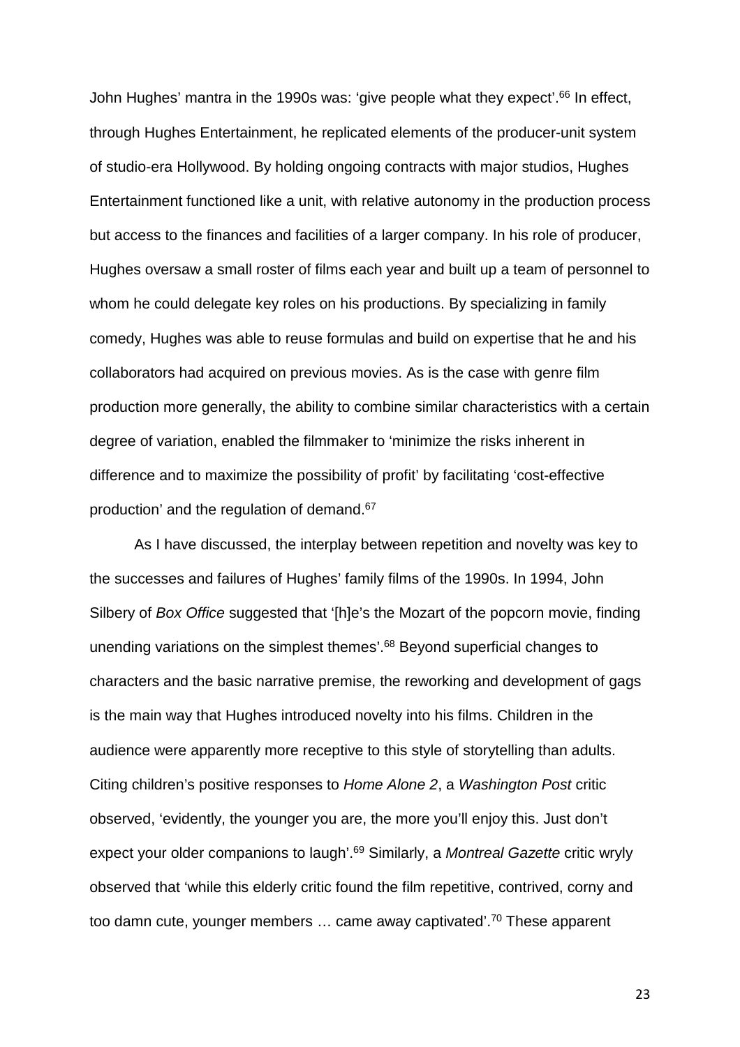John Hughes' mantra in the 1990s was: 'give people what they expect'.[66] In effect, through Hughes Entertainment, he replicated elements of the producer-unit system of studio-era Hollywood. By holding ongoing contracts with major studios, Hughes Entertainment functioned like a unit, with relative autonomy in the production process but access to the finances and facilities of a larger company. In his role of producer, Hughes oversaw a small roster of films each year and built up a team of personnel to whom he could delegate key roles on his productions. By specializing in family comedy, Hughes was able to reuse formulas and build on expertise that he and his collaborators had acquired on previous movies. As is the case with genre film production more generally, the ability to combine similar characteristics with a certain degree of variation, enabled the filmmaker to 'minimize the risks inherent in difference and to maximize the possibility of profit' by facilitating 'cost-effective production' and the regulation of demand.[67]

As I have discussed, the interplay between repetition and novelty was key to the successes and failures of Hughes' family films of the 1990s. In 1994, John Silbery of *Box Office* suggested that '[h]e's the Mozart of the popcorn movie, finding unending variations on the simplest themes'.[68] Beyond superficial changes to characters and the basic narrative premise, the reworking and development of gags is the main way that Hughes introduced novelty into his films. Children in the audience were apparently more receptive to this style of storytelling than adults. Citing children's positive responses to *Home Alone 2*, a *Washington Post* critic observed, 'evidently, the younger you are, the more you'll enjoy this. Just don't expect your older companions to laugh'.[69] Similarly, a *Montreal Gazette* critic wryly observed that 'while this elderly critic found the film repetitive, contrived, corny and too damn cute, younger members … came away captivated'.[70] These apparent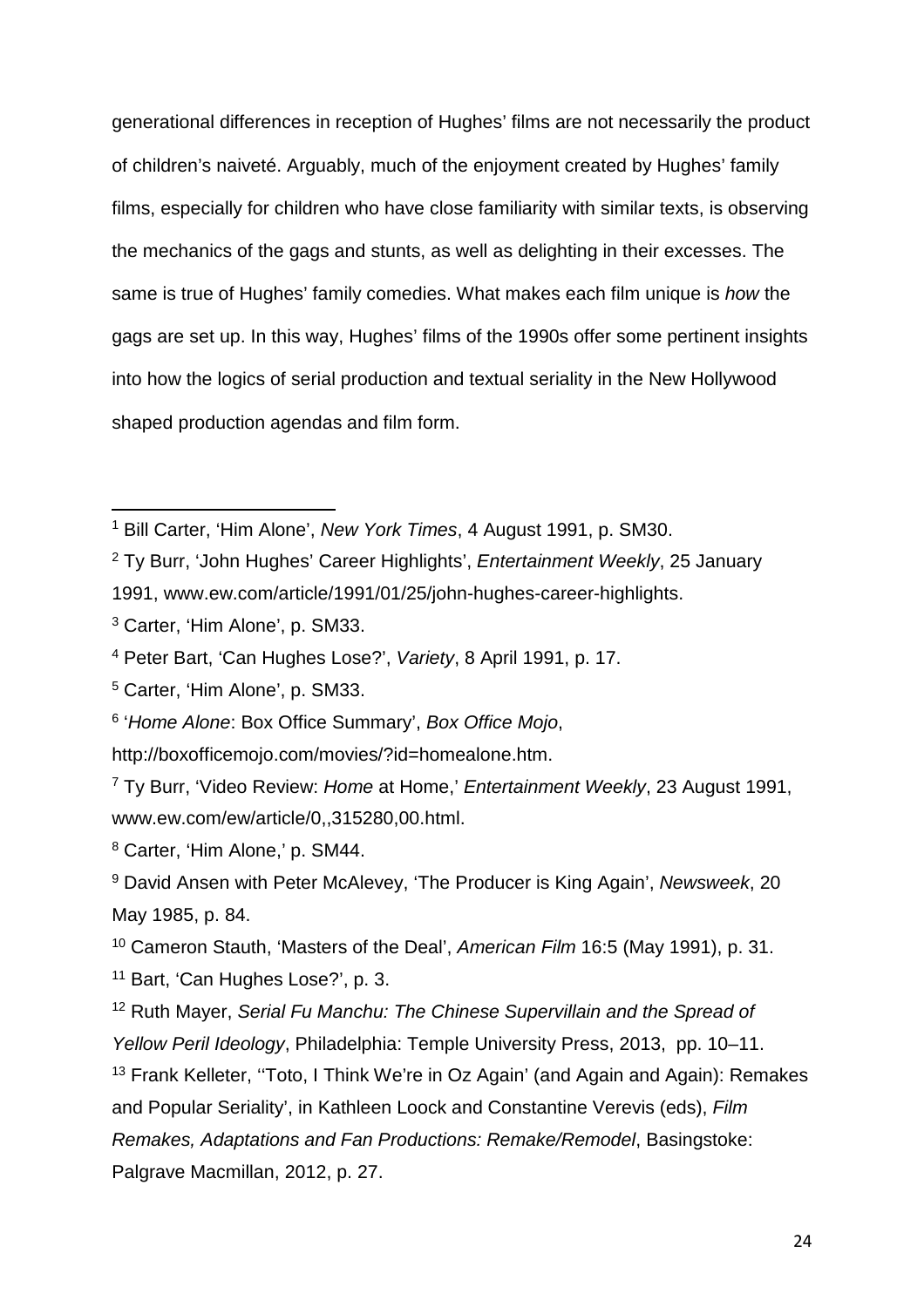generational differences in reception of Hughes' films are not necessarily the product of children's naiveté. Arguably, much of the enjoyment created by Hughes' family films, especially for children who have close familiarity with similar texts, is observing the mechanics of the gags and stunts, as well as delighting in their excesses. The same is true of Hughes' family comedies. What makes each film unique is *how* the gags are set up. In this way, Hughes' films of the 1990s offer some pertinent insights into how the logics of serial production and textual seriality in the New Hollywood shaped production agendas and film form.

---

[1] Bill Carter, 'Him Alone', *New York Times*, 4 August 1991, p. SM30.

[2] Ty Burr, 'John Hughes' Career Highlights', *Entertainment Weekly*, 25 January 1991, www.ew.com/article/1991/01/25/john-hughes-career-highlights.

[3] Carter, 'Him Alone', p. SM33.

[4] Peter Bart, 'Can Hughes Lose?', *Variety*, 8 April 1991, p. 17.

[5] Carter, 'Him Alone', p. SM33.

[6] '*Home Alone*: Box Office Summary', *Box Office Mojo*, http://boxofficemojo.com/movies/?id=homealone.htm.

[7] Ty Burr, 'Video Review: *Home* at Home,' *Entertainment Weekly*, 23 August 1991, www.ew.com/ew/article/0,,315280,00.html.

[8] Carter, 'Him Alone,' p. SM44.

[9] David Ansen with Peter McAlevey, 'The Producer is King Again', *Newsweek*, 20 May 1985, p. 84.

[10] Cameron Stauth, 'Masters of the Deal', *American Film* 16:5 (May 1991), p. 31.

[11] Bart, 'Can Hughes Lose?', p. 3.

[12] Ruth Mayer, *Serial Fu Manchu: The Chinese Supervillain and the Spread of Yellow Peril Ideology*, Philadelphia: Temple University Press, 2013, pp. 10–11.

[13] Frank Kelleter, ''Toto, I Think We're in Oz Again' (and Again and Again): Remakes and Popular Seriality', in Kathleen Loock and Constantine Verevis (eds), *Film Remakes, Adaptations and Fan Productions: Remake/Remodel*, Basingstoke: Palgrave Macmillan, 2012, p. 27.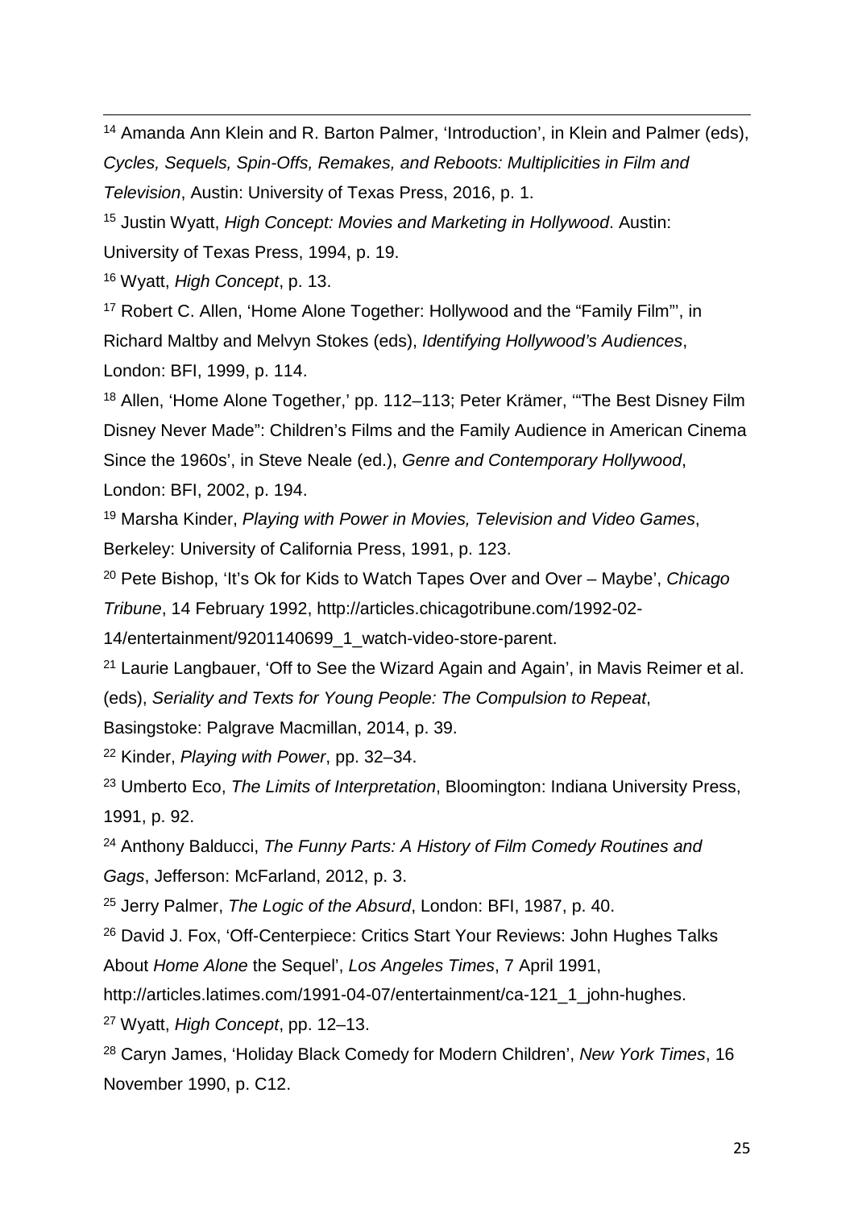[14] Amanda Ann Klein and R. Barton Palmer, 'Introduction', in Klein and Palmer (eds), *Cycles, Sequels, Spin-Offs, Remakes, and Reboots: Multiplicities in Film and Television*, Austin: University of Texas Press, 2016, p. 1.

[15] Justin Wyatt, *High Concept: Movies and Marketing in Hollywood*. Austin: University of Texas Press, 1994, p. 19.

[16] Wyatt, *High Concept*, p. 13.

[17] Robert C. Allen, 'Home Alone Together: Hollywood and the "Family Film"', in Richard Maltby and Melvyn Stokes (eds), *Identifying Hollywood's Audiences*, London: BFI, 1999, p. 114.

[18] Allen, 'Home Alone Together,' pp. 112–113; Peter Krämer, '"The Best Disney Film Disney Never Made": Children's Films and the Family Audience in American Cinema Since the 1960s', in Steve Neale (ed.), *Genre and Contemporary Hollywood*, London: BFI, 2002, p. 194.

[19] Marsha Kinder, *Playing with Power in Movies, Television and Video Games*, Berkeley: University of California Press, 1991, p. 123.

[20] Pete Bishop, 'It's Ok for Kids to Watch Tapes Over and Over – Maybe', *Chicago Tribune*, 14 February 1992, http://articles.chicagotribune.com/1992-02-14/entertainment/9201140699_1_watch-video-store-parent.

[21] Laurie Langbauer, 'Off to See the Wizard Again and Again', in Mavis Reimer et al. (eds), *Seriality and Texts for Young People: The Compulsion to Repeat*, Basingstoke: Palgrave Macmillan, 2014, p. 39.

[22] Kinder, *Playing with Power*, pp. 32–34.

[23] Umberto Eco, *The Limits of Interpretation*, Bloomington: Indiana University Press, 1991, p. 92.

[24] Anthony Balducci, *The Funny Parts: A History of Film Comedy Routines and Gags*, Jefferson: McFarland, 2012, p. 3.

[25] Jerry Palmer, *The Logic of the Absurd*, London: BFI, 1987, p. 40.

[26] David J. Fox, 'Off-Centerpiece: Critics Start Your Reviews: John Hughes Talks About *Home Alone* the Sequel', *Los Angeles Times*, 7 April 1991, http://articles.latimes.com/1991-04-07/entertainment/ca-121_1_john-hughes.

[27] Wyatt, *High Concept*, pp. 12–13.

[28] Caryn James, 'Holiday Black Comedy for Modern Children', *New York Times*, 16 November 1990, p. C12.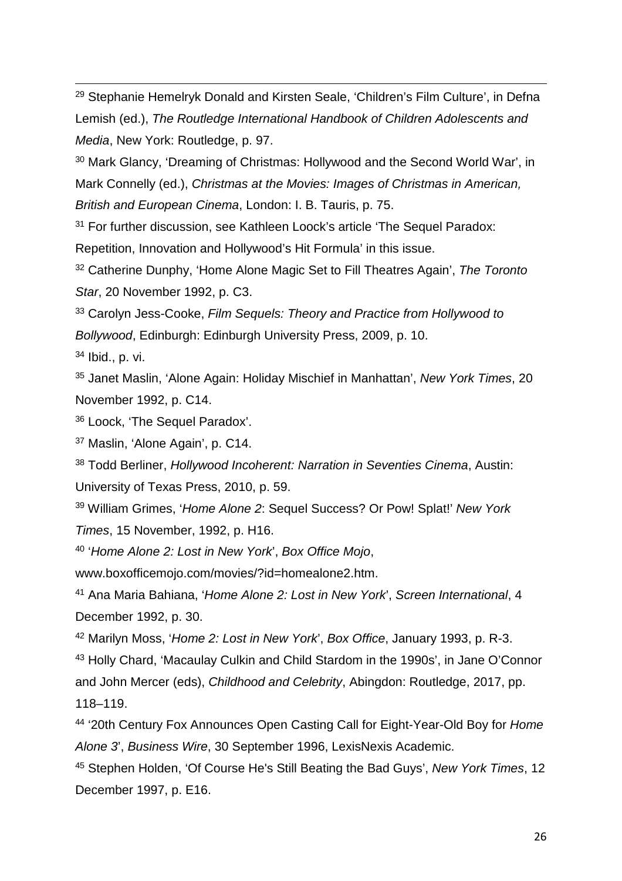[29] Stephanie Hemelryk Donald and Kirsten Seale, 'Children's Film Culture', in Defna Lemish (ed.), *The Routledge International Handbook of Children Adolescents and Media*, New York: Routledge, p. 97.

[30] Mark Glancy, 'Dreaming of Christmas: Hollywood and the Second World War', in Mark Connelly (ed.), *Christmas at the Movies: Images of Christmas in American, British and European Cinema*, London: I. B. Tauris, p. 75.

[31] For further discussion, see Kathleen Loock's article 'The Sequel Paradox: Repetition, Innovation and Hollywood's Hit Formula' in this issue.

[32] Catherine Dunphy, 'Home Alone Magic Set to Fill Theatres Again', *The Toronto Star*, 20 November 1992, p. C3.

[33] Carolyn Jess-Cooke, *Film Sequels: Theory and Practice from Hollywood to Bollywood*, Edinburgh: Edinburgh University Press, 2009, p. 10.

[34] Ibid., p. vi.

[35] Janet Maslin, 'Alone Again: Holiday Mischief in Manhattan', *New York Times*, 20 November 1992, p. C14.

[36] Loock, 'The Sequel Paradox'.

[37] Maslin, 'Alone Again', p. C14.

[38] Todd Berliner, *Hollywood Incoherent: Narration in Seventies Cinema*, Austin: University of Texas Press, 2010, p. 59.

[39] William Grimes, '*Home Alone 2*: Sequel Success? Or Pow! Splat!' *New York Times*, 15 November, 1992, p. H16.

[40] '*Home Alone 2: Lost in New York*', *Box Office Mojo*, www.boxofficemojo.com/movies/?id=homealone2.htm.

[41] Ana Maria Bahiana, '*Home Alone 2: Lost in New York*', *Screen International*, 4 December 1992, p. 30.

[42] Marilyn Moss, '*Home 2: Lost in New York*', *Box Office*, January 1993, p. R-3.

[43] Holly Chard, 'Macaulay Culkin and Child Stardom in the 1990s', in Jane O'Connor and John Mercer (eds), *Childhood and Celebrity*, Abingdon: Routledge, 2017, pp. 118–119.

[44] '20th Century Fox Announces Open Casting Call for Eight-Year-Old Boy for *Home Alone 3*', *Business Wire*, 30 September 1996, LexisNexis Academic.

[45] Stephen Holden, 'Of Course He's Still Beating the Bad Guys', *New York Times*, 12 December 1997, p. E16.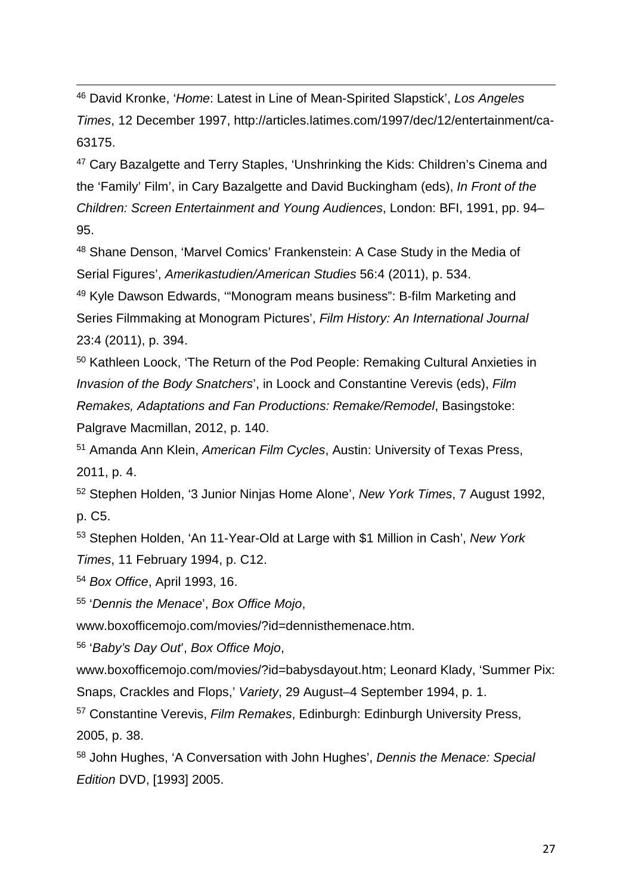[46] David Kronke, '*Home*: Latest in Line of Mean-Spirited Slapstick', *Los Angeles Times*, 12 December 1997, http://articles.latimes.com/1997/dec/12/entertainment/ca-63175.

[47] Cary Bazalgette and Terry Staples, 'Unshrinking the Kids: Children's Cinema and the 'Family' Film', in Cary Bazalgette and David Buckingham (eds), *In Front of the Children: Screen Entertainment and Young Audiences*, London: BFI, 1991, pp. 94–95.

[48] Shane Denson, 'Marvel Comics' Frankenstein: A Case Study in the Media of Serial Figures', *Amerikastudien/American Studies* 56:4 (2011), p. 534.

[49] Kyle Dawson Edwards, '"Monogram means business": B-film Marketing and Series Filmmaking at Monogram Pictures', *Film History: An International Journal* 23:4 (2011), p. 394.

[50] Kathleen Loock, 'The Return of the Pod People: Remaking Cultural Anxieties in *Invasion of the Body Snatchers*', in Loock and Constantine Verevis (eds), *Film Remakes, Adaptations and Fan Productions: Remake/Remodel*, Basingstoke: Palgrave Macmillan, 2012, p. 140.

[51] Amanda Ann Klein, *American Film Cycles*, Austin: University of Texas Press, 2011, p. 4.

[52] Stephen Holden, '3 Junior Ninjas Home Alone', *New York Times*, 7 August 1992, p. C5.

[53] Stephen Holden, 'An 11-Year-Old at Large with $1 Million in Cash', *New York Times*, 11 February 1994, p. C12.

[54] *Box Office*, April 1993, 16.

[55] '*Dennis the Menace*', *Box Office Mojo*, www.boxofficemojo.com/movies/?id=dennisthemenace.htm.

[56] '*Baby's Day Out*', *Box Office Mojo*, www.boxofficemojo.com/movies/?id=babysdayout.htm; Leonard Klady, 'Summer Pix: Snaps, Crackles and Flops,' *Variety*, 29 August–4 September 1994, p. 1.

[57] Constantine Verevis, *Film Remakes*, Edinburgh: Edinburgh University Press, 2005, p. 38.

[58] John Hughes, 'A Conversation with John Hughes', *Dennis the Menace: Special Edition* DVD, [1993] 2005.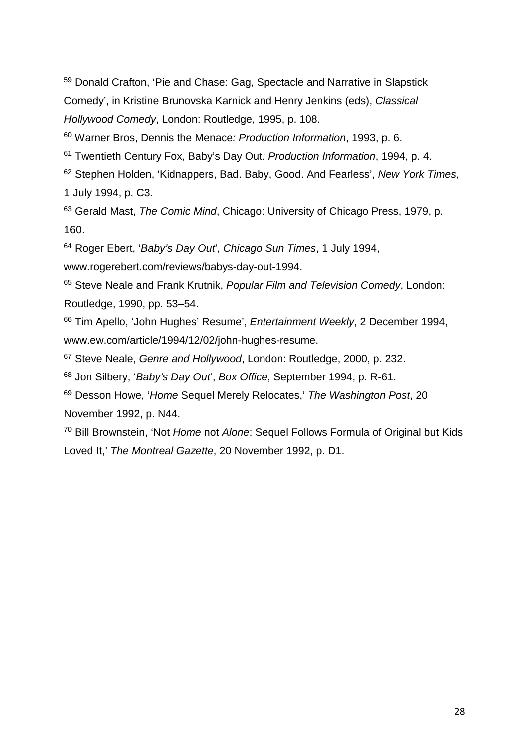[59] Donald Crafton, 'Pie and Chase: Gag, Spectacle and Narrative in Slapstick Comedy', in Kristine Brunovska Karnick and Henry Jenkins (eds), *Classical Hollywood Comedy*, London: Routledge, 1995, p. 108.

[60] Warner Bros, Dennis the Menace*: Production Information*, 1993, p. 6.

[61] Twentieth Century Fox, Baby's Day Out*: Production Information*, 1994, p. 4.

[62] Stephen Holden, 'Kidnappers, Bad. Baby, Good. And Fearless', *New York Times*, 1 July 1994, p. C3.

[63] Gerald Mast, *The Comic Mind*, Chicago: University of Chicago Press, 1979, p. 160.

[64] Roger Ebert, '*Baby's Day Out*'*, Chicago Sun Times*, 1 July 1994, www.rogerebert.com/reviews/babys-day-out-1994.

[65] Steve Neale and Frank Krutnik, *Popular Film and Television Comedy*, London: Routledge, 1990, pp. 53–54.

[66] Tim Apello, 'John Hughes' Resume', *Entertainment Weekly*, 2 December 1994, www.ew.com/article/1994/12/02/john-hughes-resume.

[67] Steve Neale, *Genre and Hollywood*, London: Routledge, 2000, p. 232.

[68] Jon Silbery, '*Baby's Day Out*', *Box Office*, September 1994, p. R-61.

[69] Desson Howe, '*Home* Sequel Merely Relocates,' *The Washington Post*, 20 November 1992, p. N44.

[70] Bill Brownstein, 'Not *Home* not *Alone*: Sequel Follows Formula of Original but Kids Loved It,' *The Montreal Gazette*, 20 November 1992, p. D1.